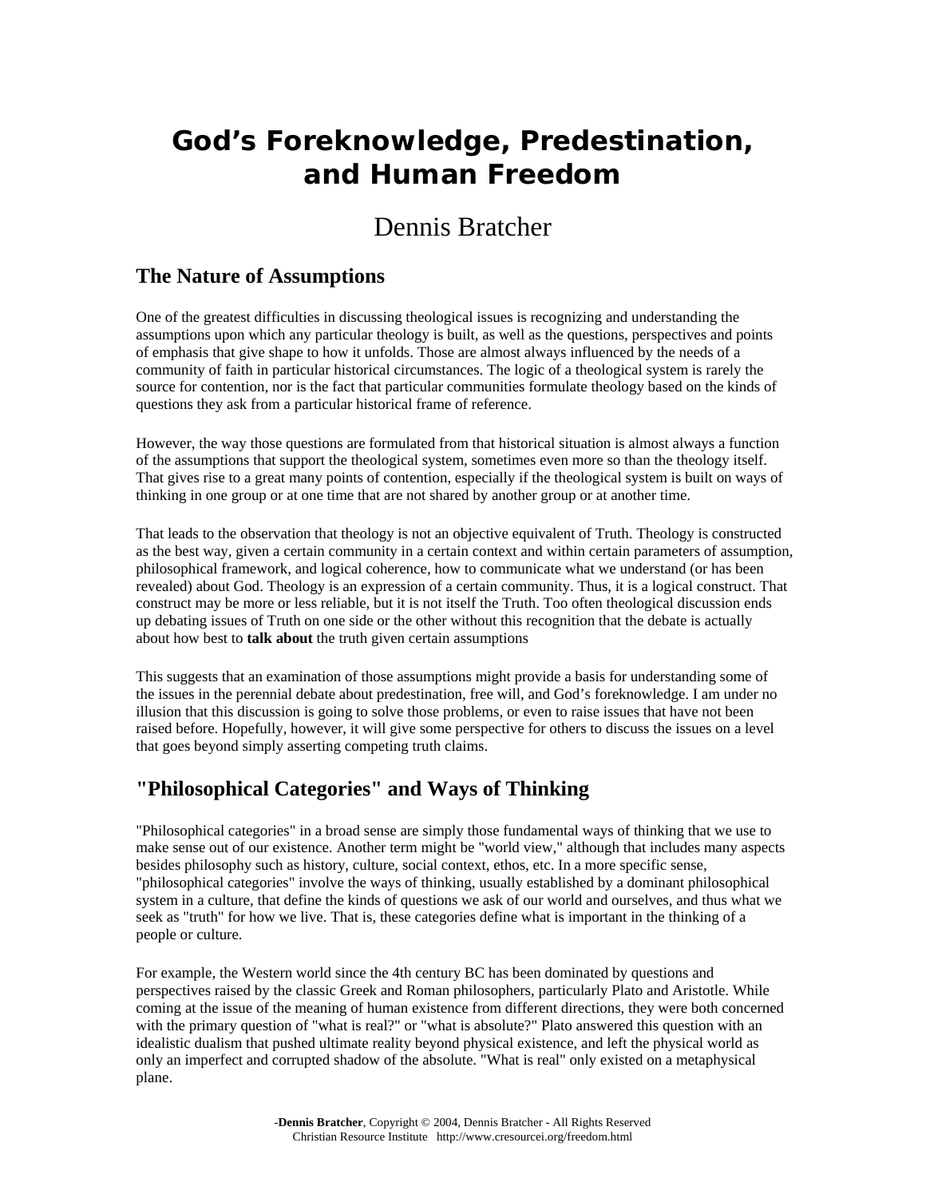# God's Foreknowledge, Predestination, and Human Freedom

Dennis Bratcher

## The Nature of Assumptions

One of the greatest difficulties in discussing theological issues is recognizing and understanding the assumptions upon which any particular theology is built, as well as the questions, perspectives and points of emphasis that give shape to how it unfolds. Those are almost always influenced by the needs of a community of faith in particular historical circumstances. The logic of a theological system is rarely the source for contention, nor is the fact that particular communities formulate theology based on the kinds of questions they ask from a particular historical frame of reference.

However, the way those questions are formulated from that historical situation is almost always a function of the assumptions that support the theological system, sometimes even more so than the theology itself. That gives rise to a great many points of contention, especially if the theological system is built on ways of thinking in one group or at one time that are not shared by another group or at another time.

That leads to the observation that theology is not an objective equivalent of Truth. Theology is constructed as the best way, given a certain community in a certain context and within certain parameters of assumption, philosophical framework, and logical coherence, how to communicate what we understand (or has been revealed) about God. Theology is an expression of a certain community. Thus, it is a logical construct. That construct may be more or less reliable, but it is not itself the Truth. Too often theological discussion ends up debating issues of Truth on one side or the other without this recognition that the debate is actually about how best to **talk about** the truth given certain assumptions

This suggests that an examination of those assumptions might provide a basis for understanding some of the issues in the perennial debate about predestination, free will, and God's foreknowledge. I am under no illusion that this discussion is going to solve those problems, or even to raise issues that have not been raised before. Hopefully, however, it will give some perspective for others to discuss the issues on a level that goes beyond simply asserting competing truth claims.

## "Philosophical Categories" and Ways of Thinking

"Philosophical categories" in a broad sense are simply those fundamental ways of thinking that we use to make sense out of our existence. Another term might be "world view," although that includes many aspects besides philosophy such as history, culture, social context, ethos, etc. In a more specific sense, "philosophical categories" involve the ways of thinking, usually established by a dominant philosophical system in a culture, that define the kinds of questions we ask of our world and ourselves, and thus what we seek as "truth" for how we live. That is, these categories define what is important in the thinking of a people or culture.

For example, the Western world since the 4th century BC has been dominated by questions and perspectives raised by the classic Greek and Roman philosophers, particularly Plato and Aristotle. While coming at the issue of the meaning of human existence from different directions, they were both concerned with the primary question of "what is real?" or "what is absolute?" Plato answered this question with an idealistic dualism that pushed ultimate reality beyond physical existence, and left the physical world as only an imperfect and corrupted shadow of the absolute. "What is real" only existed on a metaphysical plane.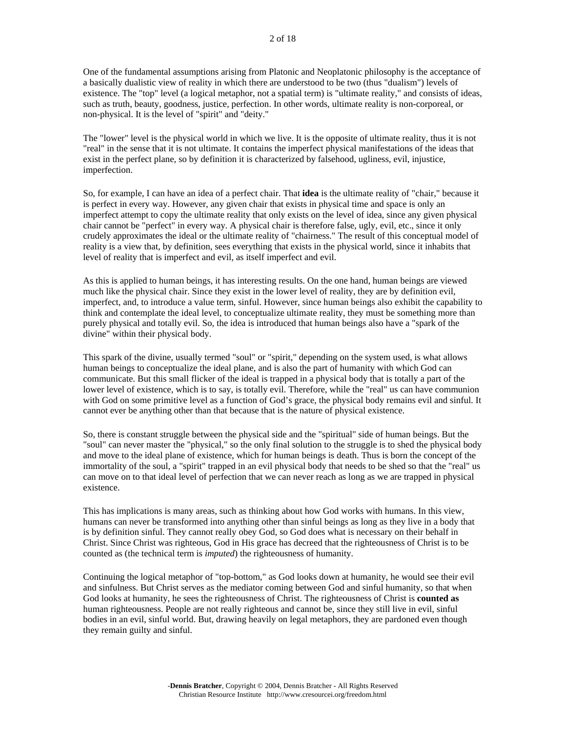One of the fundamental assumptions arising from Platonic and Neoplatonic philosophy is the acceptance of a basically dualistic view of reality in which there are understood to be two (thus "dualism") levels of existence. The "top" level (a logical metaphor, not a spatial term) is "ultimate reality," and consists of ideas, such as truth, beauty, goodness, justice, perfection. In other words, ultimate reality is non-corporeal, or non-physical. It is the level of "spirit" and "deity."

The "lower" level is the physical world in which we live. It is the opposite of ultimate reality, thus it is not "real" in the sense that it is not ultimate. It contains the imperfect physical manifestations of the ideas that exist in the perfect plane, so by definition it is characterized by falsehood, ugliness, evil, injustice, imperfection.

So, for example, I can have an idea of a perfect chair. That **idea** is the ultimate reality of "chair," because it is perfect in every way. However, any given chair that exists in physical time and space is only an imperfect attempt to copy the ultimate reality that only exists on the level of idea, since any given physical chair cannot be "perfect" in every way. A physical chair is therefore false, ugly, evil, etc., since it only crudely approximates the ideal or the ultimate reality of "chairness." The result of this conceptual model of reality is a view that, by definition, sees everything that exists in the physical world, since it inhabits that level of reality that is imperfect and evil, as itself imperfect and evil.

As this is applied to human beings, it has interesting results. On the one hand, human beings are viewed much like the physical chair. Since they exist in the lower level of reality, they are by definition evil, imperfect, and, to introduce a value term, sinful. However, since human beings also exhibit the capability to think and contemplate the ideal level, to conceptualize ultimate reality, they must be something more than purely physical and totally evil. So, the idea is introduced that human beings also have a "spark of the divine" within their physical body.

This spark of the divine, usually termed "soul" or "spirit," depending on the system used, is what allows human beings to conceptualize the ideal plane, and is also the part of humanity with which God can communicate. But this small flicker of the ideal is trapped in a physical body that is totally a part of the lower level of existence, which is to say, is totally evil. Therefore, while the "real" us can have communion with God on some primitive level as a function of God's grace, the physical body remains evil and sinful. It cannot ever be anything other than that because that is the nature of physical existence.

So, there is constant struggle between the physical side and the "spiritual" side of human beings. But the "soul" can never master the "physical," so the only final solution to the struggle is to shed the physical body and move to the ideal plane of existence, which for human beings is death. Thus is born the concept of the immortality of the soul, a "spirit" trapped in an evil physical body that needs to be shed so that the "real" us can move on to that ideal level of perfection that we can never reach as long as we are trapped in physical existence.

This has implications is many areas, such as thinking about how God works with humans. In this view, humans can never be transformed into anything other than sinful beings as long as they live in a body that is by definition sinful. They cannot really obey God, so God does what is necessary on their behalf in Christ. Since Christ was righteous, God in His grace has decreed that the righteousness of Christ is to be counted as (the technical term is *imputed*) the righteousness of humanity.

Continuing the logical metaphor of "top-bottom," as God looks down at humanity, he would see their evil and sinfulness. But Christ serves as the mediator coming between God and sinful humanity, so that when God looks at humanity, he sees the righteousness of Christ. The righteousness of Christ is **counted as** human righteousness. People are not really righteous and cannot be, since they still live in evil, sinful bodies in an evil, sinful world. But, drawing heavily on legal metaphors, they are pardoned even though they remain guilty and sinful.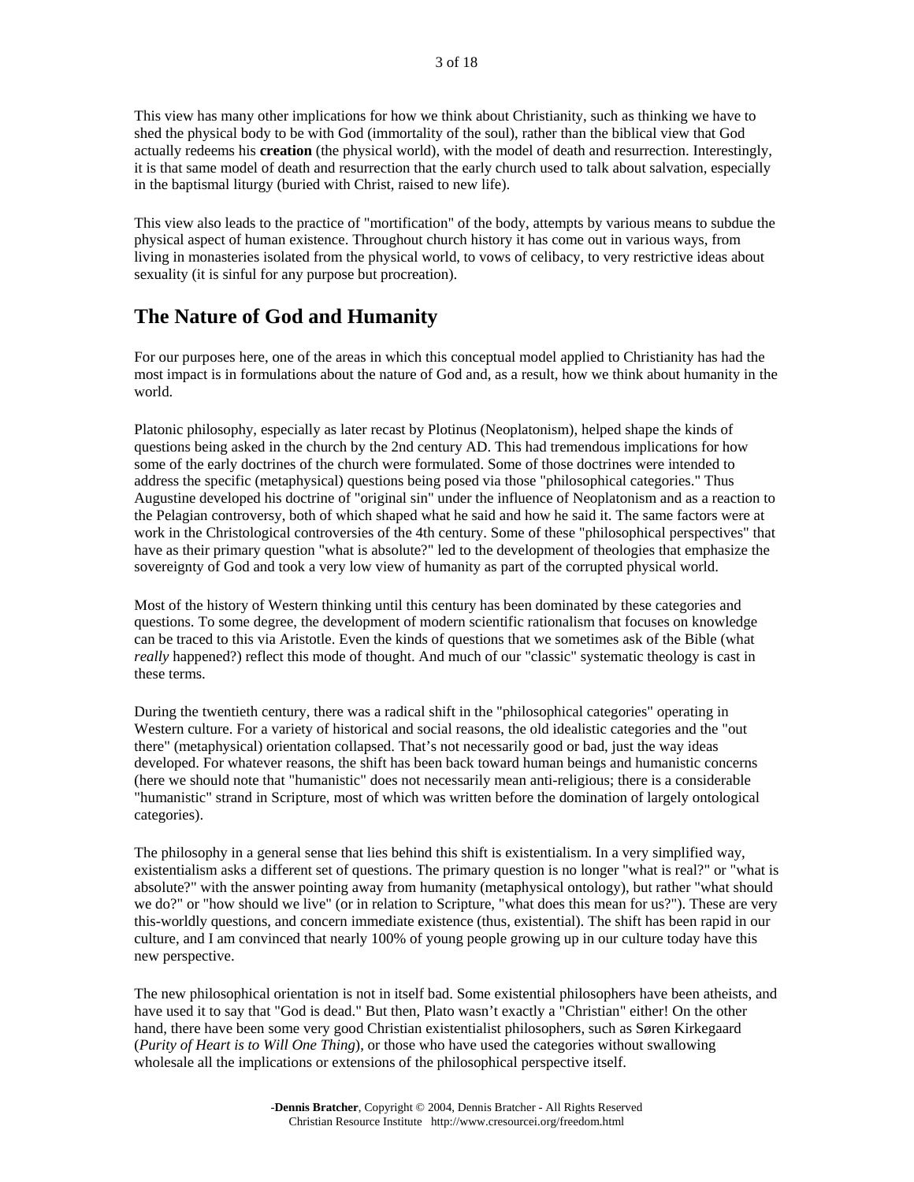This view has many other implications for how we think about Christianity, such as thinking we have to shed the physical body to be with God (immortality of the soul), rather than the biblical view that God actually redeems his **creation** (the physical world), with the model of death and resurrection. Interestingly, it is that same model of death and resurrection that the early church used to talk about salvation, especially in the baptismal liturgy (buried with Christ, raised to new life).

This view also leads to the practice of "mortification" of the body, attempts by various means to subdue the physical aspect of human existence. Throughout church history it has come out in various ways, from living in monasteries isolated from the physical world, to vows of celibacy, to very restrictive ideas about sexuality (it is sinful for any purpose but procreation).

## The Nature of God and Humanity

For our purposes here, one of the areas in which this conceptual model applied to Christianity has had the most impact is in formulations about the nature of God and, as a result, how we think about humanity in the world.

Platonic philosophy, especially as later recast by Plotinus (Neoplatonism), helped shape the kinds of questions being asked in the church by the 2nd century AD. This had tremendous implications for how some of the early doctrines of the church were formulated. Some of those doctrines were intended to address the specific (metaphysical) questions being posed via those "philosophical categories." Thus Augustine developed his doctrine of "original sin" under the influence of Neoplatonism and as a reaction to the Pelagian controversy, both of which shaped what he said and how he said it. The same factors were at work in the Christological controversies of the 4th century. Some of these "philosophical perspectives" that have as their primary question "what is absolute?" led to the development of theologies that emphasize the sovereignty of God and took a very low view of humanity as part of the corrupted physical world.

Most of the history of Western thinking until this century has been dominated by these categories and questions. To some degree, the development of modern scientific rationalism that focuses on knowledge can be traced to this via Aristotle. Even the kinds of questions that we sometimes ask of the Bible (what *really* happened?) reflect this mode of thought. And much of our "classic" systematic theology is cast in these terms.

During the twentieth century, there was a radical shift in the "philosophical categories" operating in Western culture. For a variety of historical and social reasons, the old idealistic categories and the "out there" (metaphysical) orientation collapsed. That's not necessarily good or bad, just the way ideas developed. For whatever reasons, the shift has been back toward human beings and humanistic concerns (here we should note that "humanistic" does not necessarily mean anti-religious; there is a considerable "humanistic" strand in Scripture, most of which was written before the domination of largely ontological categories).

The philosophy in a general sense that lies behind this shift is existentialism. In a very simplified way, existentialism asks a different set of questions. The primary question is no longer "what is real?" or "what is absolute?" with the answer pointing away from humanity (metaphysical ontology), but rather "what should we do?" or "how should we live" (or in relation to Scripture, "what does this mean for us?"). These are very this-worldly questions, and concern immediate existence (thus, existential). The shift has been rapid in our culture, and I am convinced that nearly 100% of young people growing up in our culture today have this new perspective.

The new philosophical orientation is not in itself bad. Some existential philosophers have been atheists, and have used it to say that "God is dead." But then, Plato wasn't exactly a "Christian" either! On the other hand, there have been some very good Christian existentialist philosophers, such as Søren Kirkegaard (*Purity of Heart is to Will One Thing*), or those who have used the categories without swallowing wholesale all the implications or extensions of the philosophical perspective itself.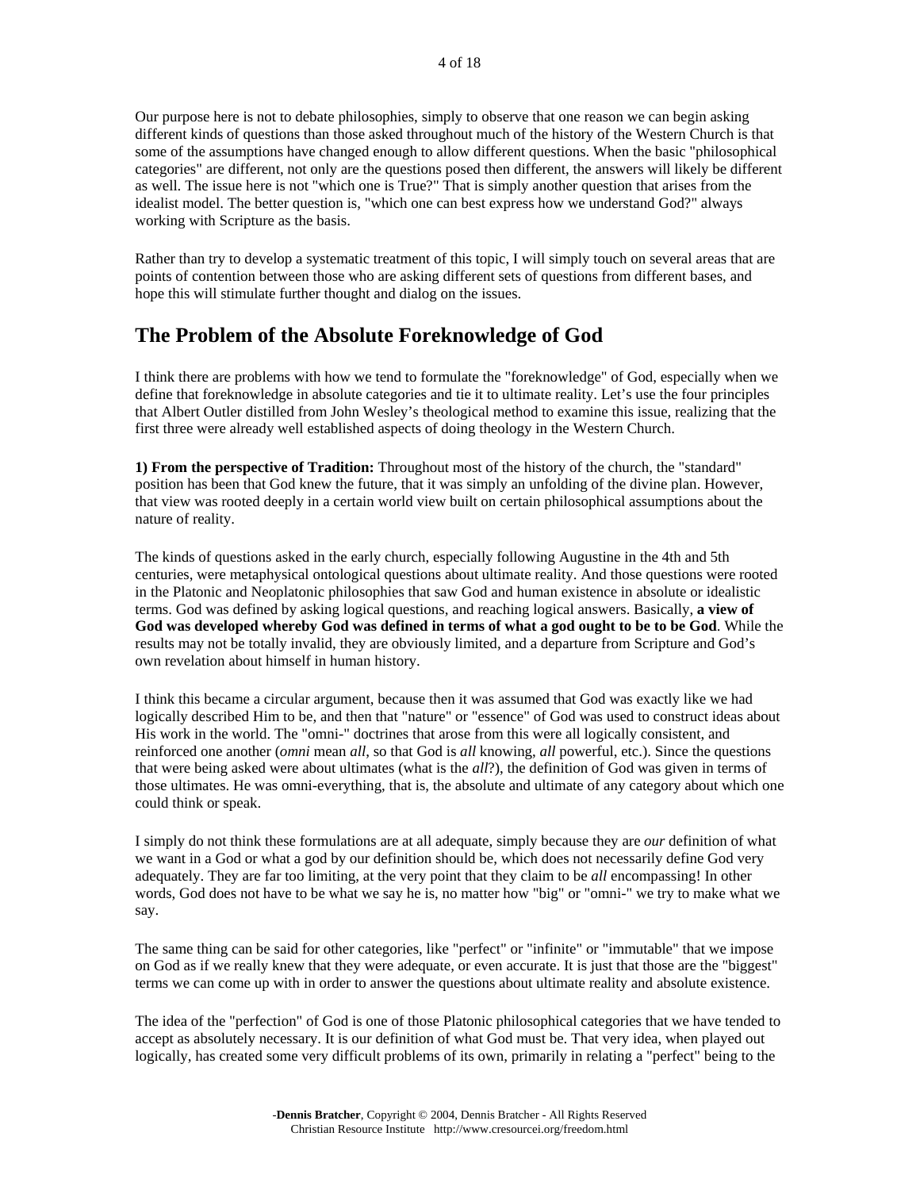Our purpose here is not to debate philosophies, simply to observe that one reason we can begin asking different kinds of questions than those asked throughout much of the history of the Western Church is that some of the assumptions have changed enough to allow different questions. When the basic "philosophical categories" are different, not only are the questions posed then different, the answers will likely be different as well. The issue here is not "which one is True?" That is simply another question that arises from the idealist model. The better question is, "which one can best express how we understand God?" always working with Scripture as the basis.

Rather than try to develop a systematic treatment of this topic, I will simply touch on several areas that are points of contention between those who are asking different sets of questions from different bases, and hope this will stimulate further thought and dialog on the issues.

## The Problem of the Absolute Foreknowledge of God

I think there are problems with how we tend to formulate the "foreknowledge" of God, especially when we define that foreknowledge in absolute categories and tie it to ultimate reality. Let's use the four principles that Albert Outler distilled from John Wesley's theological method to examine this issue, realizing that the first three were already well established aspects of doing theology in the Western Church.

**1) From the perspective of Tradition:** Throughout most of the history of the church, the "standard" position has been that God knew the future, that it was simply an unfolding of the divine plan. However, that view was rooted deeply in a certain world view built on certain philosophical assumptions about the nature of reality.

The kinds of questions asked in the early church, especially following Augustine in the 4th and 5th centuries, were metaphysical ontological questions about ultimate reality. And those questions were rooted in the Platonic and Neoplatonic philosophies that saw God and human existence in absolute or idealistic terms. God was defined by asking logical questions, and reaching logical answers. Basically, **a view of God was developed whereby God was defined in terms of what a god ought to be to be God**. While the results may not be totally invalid, they are obviously limited, and a departure from Scripture and God's own revelation about himself in human history.

I think this became a circular argument, because then it was assumed that God was exactly like we had logically described Him to be, and then that "nature" or "essence" of God was used to construct ideas about His work in the world. The "omni-" doctrines that arose from this were all logically consistent, and reinforced one another (*omni* mean *all*, so that God is *all* knowing, *all* powerful, etc.). Since the questions that were being asked were about ultimates (what is the *all*?), the definition of God was given in terms of those ultimates. He was omni-everything, that is, the absolute and ultimate of any category about which one could think or speak.

I simply do not think these formulations are at all adequate, simply because they are *our* definition of what we want in a God or what a god by our definition should be, which does not necessarily define God very adequately. They are far too limiting, at the very point that they claim to be *all* encompassing! In other words, God does not have to be what we say he is, no matter how "big" or "omni-" we try to make what we say.

The same thing can be said for other categories, like "perfect" or "infinite" or "immutable" that we impose on God as if we really knew that they were adequate, or even accurate. It is just that those are the "biggest" terms we can come up with in order to answer the questions about ultimate reality and absolute existence.

The idea of the "perfection" of God is one of those Platonic philosophical categories that we have tended to accept as absolutely necessary. It is our definition of what God must be. That very idea, when played out logically, has created some very difficult problems of its own, primarily in relating a "perfect" being to the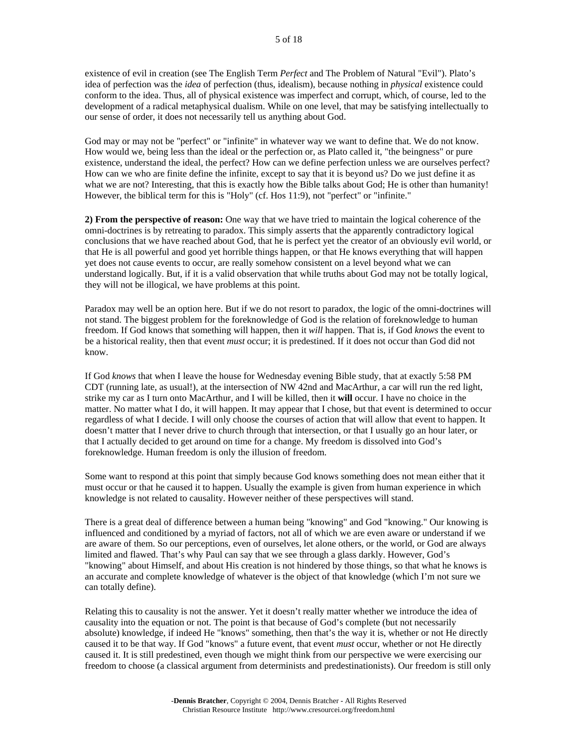existence of evil in creation (see The English Term *Perfect* and The Problem of Natural "Evil"). Plato's idea of perfection was the *idea* of perfection (thus, idealism), because nothing in *physical* existence could conform to the idea. Thus, all of physical existence was imperfect and corrupt, which, of course, led to the development of a radical metaphysical dualism. While on one level, that may be satisfying intellectually to our sense of order, it does not necessarily tell us anything about God.

God may or may not be "perfect" or "infinite" in whatever way we want to define that. We do not know. How would we, being less than the ideal or the perfection or, as Plato called it, "the beingness" or pure existence, understand the ideal, the perfect? How can we define perfection unless we are ourselves perfect? How can we who are finite define the infinite, except to say that it is beyond us? Do we just define it as what we are not? Interesting, that this is exactly how the Bible talks about God; He is other than humanity! However, the biblical term for this is "Holy" (cf. Hos 11:9), not "perfect" or "infinite."

**2) From the perspective of reason:** One way that we have tried to maintain the logical coherence of the omni-doctrines is by retreating to paradox. This simply asserts that the apparently contradictory logical conclusions that we have reached about God, that he is perfect yet the creator of an obviously evil world, or that He is all powerful and good yet horrible things happen, or that He knows everything that will happen yet does not cause events to occur, are really somehow consistent on a level beyond what we can understand logically. But, if it is a valid observation that while truths about God may not be totally logical, they will not be illogical, we have problems at this point.

Paradox may well be an option here. But if we do not resort to paradox, the logic of the omni-doctrines will not stand. The biggest problem for the foreknowledge of God is the relation of foreknowledge to human freedom. If God knows that something will happen, then it *will* happen. That is, if God *knows* the event to be a historical reality, then that event *must* occur; it is predestined. If it does not occur than God did not know.

If God *knows* that when I leave the house for Wednesday evening Bible study, that at exactly 5:58 PM CDT (running late, as usual!), at the intersection of NW 42nd and MacArthur, a car will run the red light, strike my car as I turn onto MacArthur, and I will be killed, then it **will** occur. I have no choice in the matter. No matter what I do, it will happen. It may appear that I chose, but that event is determined to occur regardless of what I decide. I will only choose the courses of action that will allow that event to happen. It doesn't matter that I never drive to church through that intersection, or that I usually go an hour later, or that I actually decided to get around on time for a change. My freedom is dissolved into God's foreknowledge. Human freedom is only the illusion of freedom.

Some want to respond at this point that simply because God knows something does not mean either that it must occur or that he caused it to happen. Usually the example is given from human experience in which knowledge is not related to causality. However neither of these perspectives will stand.

There is a great deal of difference between a human being "knowing" and God "knowing." Our knowing is influenced and conditioned by a myriad of factors, not all of which we are even aware or understand if we are aware of them. So our perceptions, even of ourselves, let alone others, or the world, or God are always limited and flawed. That's why Paul can say that we see through a glass darkly. However, God's "knowing" about Himself, and about His creation is not hindered by those things, so that what he knows is an accurate and complete knowledge of whatever is the object of that knowledge (which I'm not sure we can totally define).

Relating this to causality is not the answer. Yet it doesn't really matter whether we introduce the idea of causality into the equation or not. The point is that because of God's complete (but not necessarily absolute) knowledge, if indeed He "knows" something, then that's the way it is, whether or not He directly caused it to be that way. If God "knows" a future event, that event *must* occur, whether or not He directly caused it. It is still predestined, even though we might think from our perspective we were exercising our freedom to choose (a classical argument from determinists and predestinationists). Our freedom is still only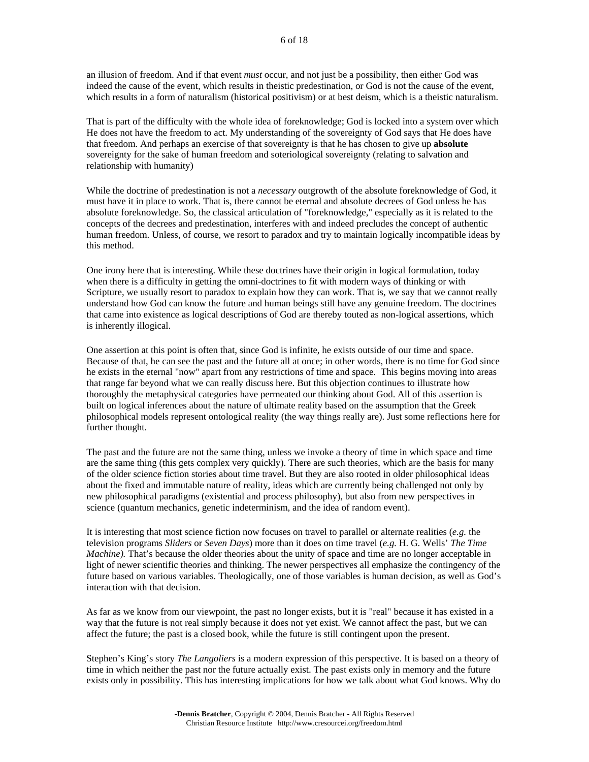an illusion of freedom. And if that event *must* occur, and not just be a possibility, then either God was indeed the cause of the event, which results in theistic predestination, or God is not the cause of the event, which results in a form of naturalism (historical positivism) or at best deism, which is a theistic naturalism.

That is part of the difficulty with the whole idea of foreknowledge; God is locked into a system over which He does not have the freedom to act. My understanding of the sovereignty of God says that He does have that freedom. And perhaps an exercise of that sovereignty is that he has chosen to give up **absolute** sovereignty for the sake of human freedom and soteriological sovereignty (relating to salvation and relationship with humanity)

While the doctrine of predestination is not a *necessary* outgrowth of the absolute foreknowledge of God, it must have it in place to work. That is, there cannot be eternal and absolute decrees of God unless he has absolute foreknowledge. So, the classical articulation of "foreknowledge," especially as it is related to the concepts of the decrees and predestination, interferes with and indeed precludes the concept of authentic human freedom. Unless, of course, we resort to paradox and try to maintain logically incompatible ideas by this method.

One irony here that is interesting. While these doctrines have their origin in logical formulation, today when there is a difficulty in getting the omni-doctrines to fit with modern ways of thinking or with Scripture, we usually resort to paradox to explain how they can work. That is, we say that we cannot really understand how God can know the future and human beings still have any genuine freedom. The doctrines that came into existence as logical descriptions of God are thereby touted as non-logical assertions, which is inherently illogical.

One assertion at this point is often that, since God is infinite, he exists outside of our time and space. Because of that, he can see the past and the future all at once; in other words, there is no time for God since he exists in the eternal "now" apart from any restrictions of time and space. This begins moving into areas that range far beyond what we can really discuss here. But this objection continues to illustrate how thoroughly the metaphysical categories have permeated our thinking about God. All of this assertion is built on logical inferences about the nature of ultimate reality based on the assumption that the Greek philosophical models represent ontological reality (the way things really are). Just some reflections here for further thought.

The past and the future are not the same thing, unless we invoke a theory of time in which space and time are the same thing (this gets complex very quickly). There are such theories, which are the basis for many of the older science fiction stories about time travel. But they are also rooted in older philosophical ideas about the fixed and immutable nature of reality, ideas which are currently being challenged not only by new philosophical paradigms (existential and process philosophy), but also from new perspectives in science (quantum mechanics, genetic indeterminism, and the idea of random event).

It is interesting that most science fiction now focuses on travel to parallel or alternate realities (*e.g.* the television programs *Sliders* or *Seven Days*) more than it does on time travel (*e.g.* H. G. Wells' *The Time Machine).* That's because the older theories about the unity of space and time are no longer acceptable in light of newer scientific theories and thinking. The newer perspectives all emphasize the contingency of the future based on various variables. Theologically, one of those variables is human decision, as well as God's interaction with that decision.

As far as we know from our viewpoint, the past no longer exists, but it is "real" because it has existed in a way that the future is not real simply because it does not yet exist. We cannot affect the past, but we can affect the future; the past is a closed book, while the future is still contingent upon the present.

Stephen's King's story *The Langoliers* is a modern expression of this perspective. It is based on a theory of time in which neither the past nor the future actually exist. The past exists only in memory and the future exists only in possibility. This has interesting implications for how we talk about what God knows. Why do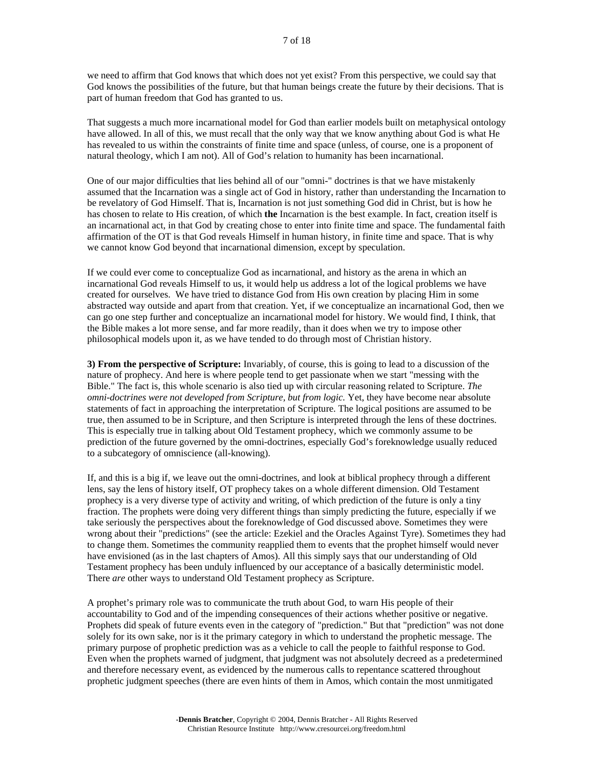we need to affirm that God knows that which does not yet exist? From this perspective, we could say that God knows the possibilities of the future, but that human beings create the future by their decisions. That is part of human freedom that God has granted to us.

That suggests a much more incarnational model for God than earlier models built on metaphysical ontology have allowed. In all of this, we must recall that the only way that we know anything about God is what He has revealed to us within the constraints of finite time and space (unless, of course, one is a proponent of natural theology, which I am not). All of God's relation to humanity has been incarnational.

One of our major difficulties that lies behind all of our "omni-" doctrines is that we have mistakenly assumed that the Incarnation was a single act of God in history, rather than understanding the Incarnation to be revelatory of God Himself. That is, Incarnation is not just something God did in Christ, but is how he has chosen to relate to His creation, of which **the** Incarnation is the best example. In fact, creation itself is an incarnational act, in that God by creating chose to enter into finite time and space. The fundamental faith affirmation of the OT is that God reveals Himself in human history, in finite time and space. That is why we cannot know God beyond that incarnational dimension, except by speculation.

If we could ever come to conceptualize God as incarnational, and history as the arena in which an incarnational God reveals Himself to us, it would help us address a lot of the logical problems we have created for ourselves. We have tried to distance God from His own creation by placing Him in some abstracted way outside and apart from that creation. Yet, if we conceptualize an incarnational God, then we can go one step further and conceptualize an incarnational model for history. We would find, I think, that the Bible makes a lot more sense, and far more readily, than it does when we try to impose other philosophical models upon it, as we have tended to do through most of Christian history.

**3) From the perspective of Scripture:** Invariably, of course, this is going to lead to a discussion of the nature of prophecy. And here is where people tend to get passionate when we start "messing with the Bible." The fact is, this whole scenario is also tied up with circular reasoning related to Scripture. *The omni-doctrines were not developed from Scripture, but from logic.* Yet, they have become near absolute statements of fact in approaching the interpretation of Scripture. The logical positions are assumed to be true, then assumed to be in Scripture, and then Scripture is interpreted through the lens of these doctrines. This is especially true in talking about Old Testament prophecy, which we commonly assume to be prediction of the future governed by the omni-doctrines, especially God's foreknowledge usually reduced to a subcategory of omniscience (all-knowing).

If, and this is a big if, we leave out the omni-doctrines, and look at biblical prophecy through a different lens, say the lens of history itself, OT prophecy takes on a whole different dimension. Old Testament prophecy is a very diverse type of activity and writing, of which prediction of the future is only a tiny fraction. The prophets were doing very different things than simply predicting the future, especially if we take seriously the perspectives about the foreknowledge of God discussed above. Sometimes they were wrong about their "predictions" (see the article: Ezekiel and the Oracles Against Tyre). Sometimes they had to change them. Sometimes the community reapplied them to events that the prophet himself would never have envisioned (as in the last chapters of Amos). All this simply says that our understanding of Old Testament prophecy has been unduly influenced by our acceptance of a basically deterministic model. There *are* other ways to understand Old Testament prophecy as Scripture.

A prophet's primary role was to communicate the truth about God, to warn His people of their accountability to God and of the impending consequences of their actions whether positive or negative. Prophets did speak of future events even in the category of "prediction." But that "prediction" was not done solely for its own sake, nor is it the primary category in which to understand the prophetic message. The primary purpose of prophetic prediction was as a vehicle to call the people to faithful response to God. Even when the prophets warned of judgment, that judgment was not absolutely decreed as a predetermined and therefore necessary event, as evidenced by the numerous calls to repentance scattered throughout prophetic judgment speeches (there are even hints of them in Amos, which contain the most unmitigated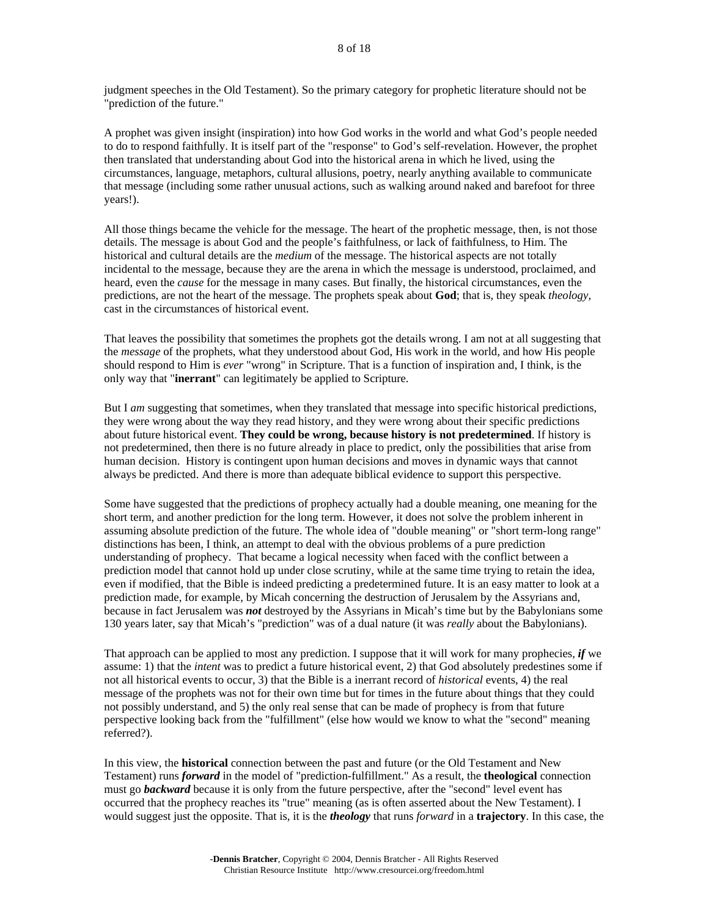judgment speeches in the Old Testament). So the primary category for prophetic literature should not be "prediction of the future."

A prophet was given insight (inspiration) into how God works in the world and what God's people needed to do to respond faithfully. It is itself part of the "response" to God's self-revelation. However, the prophet then translated that understanding about God into the historical arena in which he lived, using the circumstances, language, metaphors, cultural allusions, poetry, nearly anything available to communicate that message (including some rather unusual actions, such as walking around naked and barefoot for three years!).

All those things became the vehicle for the message. The heart of the prophetic message, then, is not those details. The message is about God and the people's faithfulness, or lack of faithfulness, to Him. The historical and cultural details are the *medium* of the message. The historical aspects are not totally incidental to the message, because they are the arena in which the message is understood, proclaimed, and heard, even the *cause* for the message in many cases. But finally, the historical circumstances, even the predictions, are not the heart of the message. The prophets speak about **God**; that is, they speak *theology*, cast in the circumstances of historical event.

That leaves the possibility that sometimes the prophets got the details wrong. I am not at all suggesting that the *message* of the prophets, what they understood about God, His work in the world, and how His people should respond to Him is *ever* "wrong" in Scripture. That is a function of inspiration and, I think, is the only way that "**inerrant**" can legitimately be applied to Scripture.

But I *am* suggesting that sometimes, when they translated that message into specific historical predictions, they were wrong about the way they read history, and they were wrong about their specific predictions about future historical event. **They could be wrong, because history is not predetermined**. If history is not predetermined, then there is no future already in place to predict, only the possibilities that arise from human decision. History is contingent upon human decisions and moves in dynamic ways that cannot always be predicted. And there is more than adequate biblical evidence to support this perspective.

Some have suggested that the predictions of prophecy actually had a double meaning, one meaning for the short term, and another prediction for the long term. However, it does not solve the problem inherent in assuming absolute prediction of the future. The whole idea of "double meaning" or "short term-long range" distinctions has been, I think, an attempt to deal with the obvious problems of a pure prediction understanding of prophecy. That became a logical necessity when faced with the conflict between a prediction model that cannot hold up under close scrutiny, while at the same time trying to retain the idea, even if modified, that the Bible is indeed predicting a predetermined future. It is an easy matter to look at a prediction made, for example, by Micah concerning the destruction of Jerusalem by the Assyrians and, because in fact Jerusalem was ***not*** destroyed by the Assyrians in Micah's time but by the Babylonians some 130 years later, say that Micah's "prediction" was of a dual nature (it was *really* about the Babylonians).

That approach can be applied to most any prediction. I suppose that it will work for many prophecies, ***if*** we assume: 1) that the *intent* was to predict a future historical event, 2) that God absolutely predestines some if not all historical events to occur, 3) that the Bible is a inerrant record of *historical* events, 4) the real message of the prophets was not for their own time but for times in the future about things that they could not possibly understand, and 5) the only real sense that can be made of prophecy is from that future perspective looking back from the "fulfillment" (else how would we know to what the "second" meaning referred?).

In this view, the **historical** connection between the past and future (or the Old Testament and New Testament) runs ***forward*** in the model of "prediction-fulfillment." As a result, the **theological** connection must go ***backward*** because it is only from the future perspective, after the "second" level event has occurred that the prophecy reaches its "true" meaning (as is often asserted about the New Testament). I would suggest just the opposite. That is, it is the ***theology*** that runs *forward* in a **trajectory**. In this case, the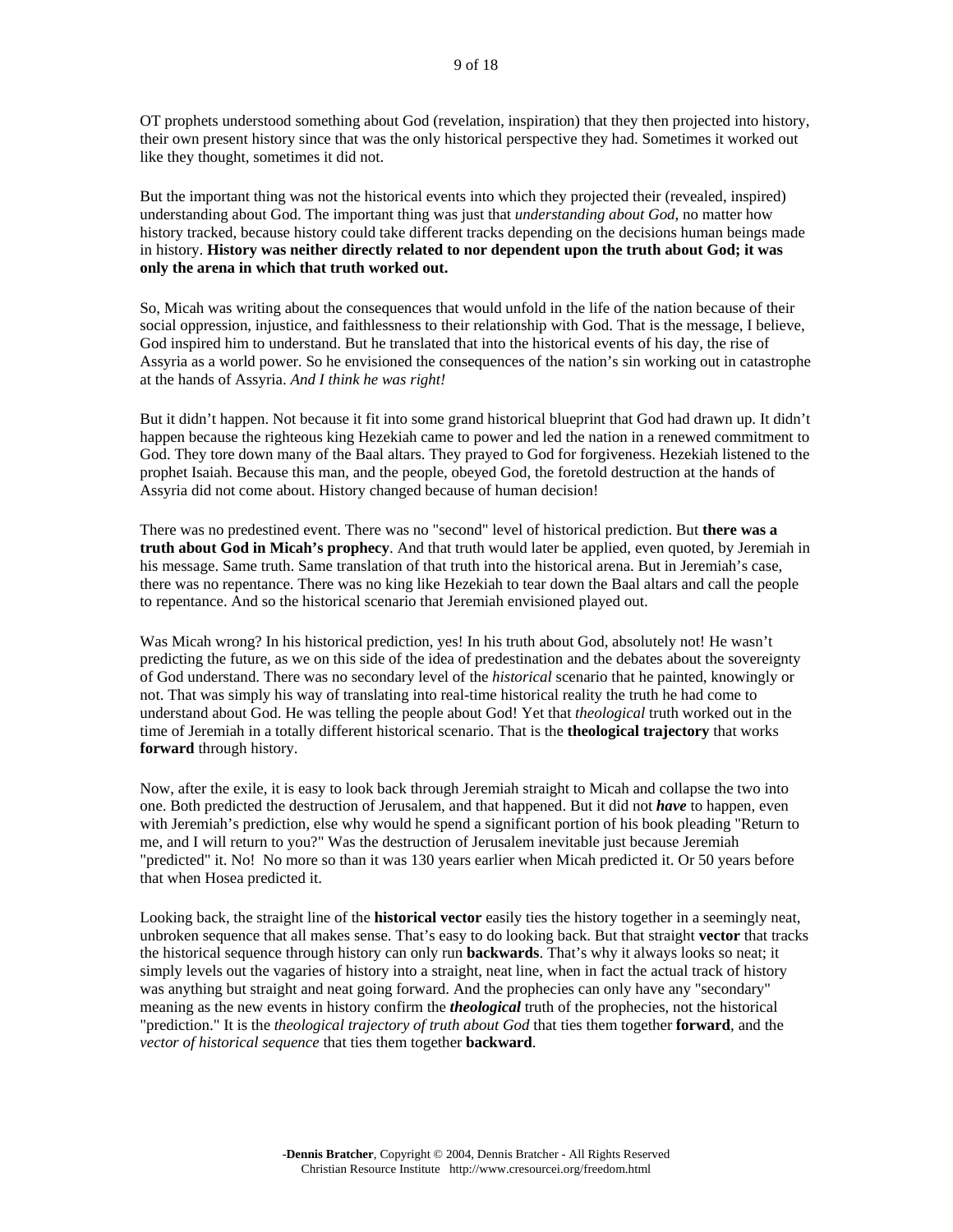OT prophets understood something about God (revelation, inspiration) that they then projected into history, their own present history since that was the only historical perspective they had. Sometimes it worked out like they thought, sometimes it did not.

But the important thing was not the historical events into which they projected their (revealed, inspired) understanding about God. The important thing was just that *understanding about God*, no matter how history tracked, because history could take different tracks depending on the decisions human beings made in history. **History was neither directly related to nor dependent upon the truth about God; it was only the arena in which that truth worked out.**

So, Micah was writing about the consequences that would unfold in the life of the nation because of their social oppression, injustice, and faithlessness to their relationship with God. That is the message, I believe, God inspired him to understand. But he translated that into the historical events of his day, the rise of Assyria as a world power. So he envisioned the consequences of the nation's sin working out in catastrophe at the hands of Assyria. *And I think he was right!*

But it didn't happen. Not because it fit into some grand historical blueprint that God had drawn up. It didn't happen because the righteous king Hezekiah came to power and led the nation in a renewed commitment to God. They tore down many of the Baal altars. They prayed to God for forgiveness. Hezekiah listened to the prophet Isaiah. Because this man, and the people, obeyed God, the foretold destruction at the hands of Assyria did not come about. History changed because of human decision!

There was no predestined event. There was no "second" level of historical prediction. But **there was a truth about God in Micah's prophecy**. And that truth would later be applied, even quoted, by Jeremiah in his message. Same truth. Same translation of that truth into the historical arena. But in Jeremiah's case, there was no repentance. There was no king like Hezekiah to tear down the Baal altars and call the people to repentance. And so the historical scenario that Jeremiah envisioned played out.

Was Micah wrong? In his historical prediction, yes! In his truth about God, absolutely not! He wasn't predicting the future, as we on this side of the idea of predestination and the debates about the sovereignty of God understand. There was no secondary level of the *historical* scenario that he painted, knowingly or not. That was simply his way of translating into real-time historical reality the truth he had come to understand about God. He was telling the people about God! Yet that *theological* truth worked out in the time of Jeremiah in a totally different historical scenario. That is the **theological trajectory** that works **forward** through history.

Now, after the exile, it is easy to look back through Jeremiah straight to Micah and collapse the two into one. Both predicted the destruction of Jerusalem, and that happened. But it did not ***have*** to happen, even with Jeremiah's prediction, else why would he spend a significant portion of his book pleading "Return to me, and I will return to you?" Was the destruction of Jerusalem inevitable just because Jeremiah "predicted" it. No! No more so than it was 130 years earlier when Micah predicted it. Or 50 years before that when Hosea predicted it.

Looking back, the straight line of the **historical vector** easily ties the history together in a seemingly neat, unbroken sequence that all makes sense. That's easy to do looking back. But that straight **vector** that tracks the historical sequence through history can only run **backwards**. That's why it always looks so neat; it simply levels out the vagaries of history into a straight, neat line, when in fact the actual track of history was anything but straight and neat going forward. And the prophecies can only have any "secondary" meaning as the new events in history confirm the ***theological*** truth of the prophecies, not the historical "prediction." It is the *theological trajectory of truth about God* that ties them together **forward**, and the *vector of historical sequence* that ties them together **backward**.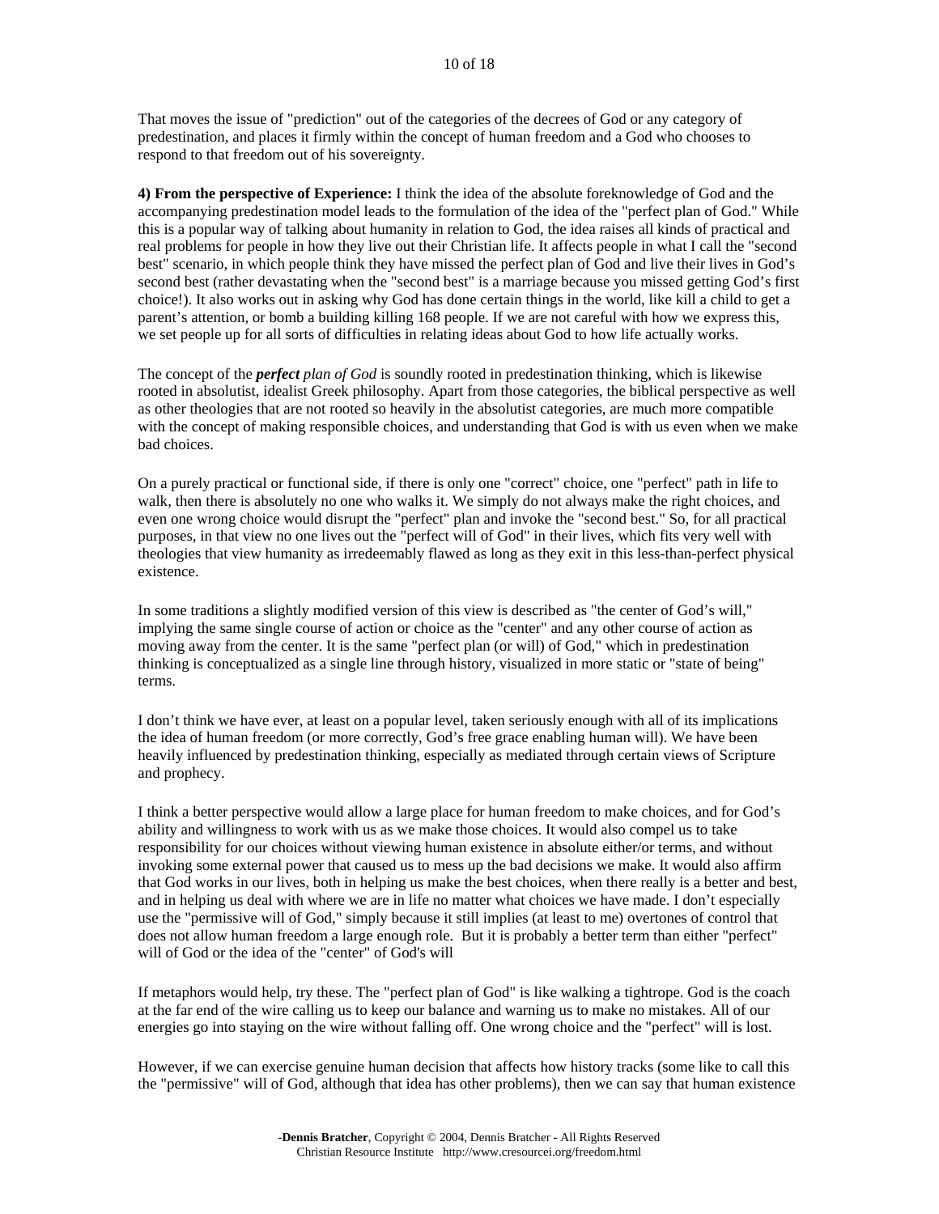That moves the issue of "prediction" out of the categories of the decrees of God or any category of predestination, and places it firmly within the concept of human freedom and a God who chooses to respond to that freedom out of his sovereignty.

**4) From the perspective of Experience:** I think the idea of the absolute foreknowledge of God and the accompanying predestination model leads to the formulation of the idea of the "perfect plan of God." While this is a popular way of talking about humanity in relation to God, the idea raises all kinds of practical and real problems for people in how they live out their Christian life. It affects people in what I call the "second best" scenario, in which people think they have missed the perfect plan of God and live their lives in God's second best (rather devastating when the "second best" is a marriage because you missed getting God's first choice!). It also works out in asking why God has done certain things in the world, like kill a child to get a parent's attention, or bomb a building killing 168 people. If we are not careful with how we express this, we set people up for all sorts of difficulties in relating ideas about God to how life actually works.

The concept of the ***perfect*** *plan of God* is soundly rooted in predestination thinking, which is likewise rooted in absolutist, idealist Greek philosophy. Apart from those categories, the biblical perspective as well as other theologies that are not rooted so heavily in the absolutist categories, are much more compatible with the concept of making responsible choices, and understanding that God is with us even when we make bad choices.

On a purely practical or functional side, if there is only one "correct" choice, one "perfect" path in life to walk, then there is absolutely no one who walks it. We simply do not always make the right choices, and even one wrong choice would disrupt the "perfect" plan and invoke the "second best." So, for all practical purposes, in that view no one lives out the "perfect will of God" in their lives, which fits very well with theologies that view humanity as irredeemably flawed as long as they exit in this less-than-perfect physical existence.

In some traditions a slightly modified version of this view is described as "the center of God's will," implying the same single course of action or choice as the "center" and any other course of action as moving away from the center. It is the same "perfect plan (or will) of God," which in predestination thinking is conceptualized as a single line through history, visualized in more static or "state of being" terms.

I don't think we have ever, at least on a popular level, taken seriously enough with all of its implications the idea of human freedom (or more correctly, God's free grace enabling human will). We have been heavily influenced by predestination thinking, especially as mediated through certain views of Scripture and prophecy.

I think a better perspective would allow a large place for human freedom to make choices, and for God's ability and willingness to work with us as we make those choices. It would also compel us to take responsibility for our choices without viewing human existence in absolute either/or terms, and without invoking some external power that caused us to mess up the bad decisions we make. It would also affirm that God works in our lives, both in helping us make the best choices, when there really is a better and best, and in helping us deal with where we are in life no matter what choices we have made. I don't especially use the "permissive will of God," simply because it still implies (at least to me) overtones of control that does not allow human freedom a large enough role. But it is probably a better term than either "perfect" will of God or the idea of the "center" of God's will

If metaphors would help, try these. The "perfect plan of God" is like walking a tightrope. God is the coach at the far end of the wire calling us to keep our balance and warning us to make no mistakes. All of our energies go into staying on the wire without falling off. One wrong choice and the "perfect" will is lost.

However, if we can exercise genuine human decision that affects how history tracks (some like to call this the "permissive" will of God, although that idea has other problems), then we can say that human existence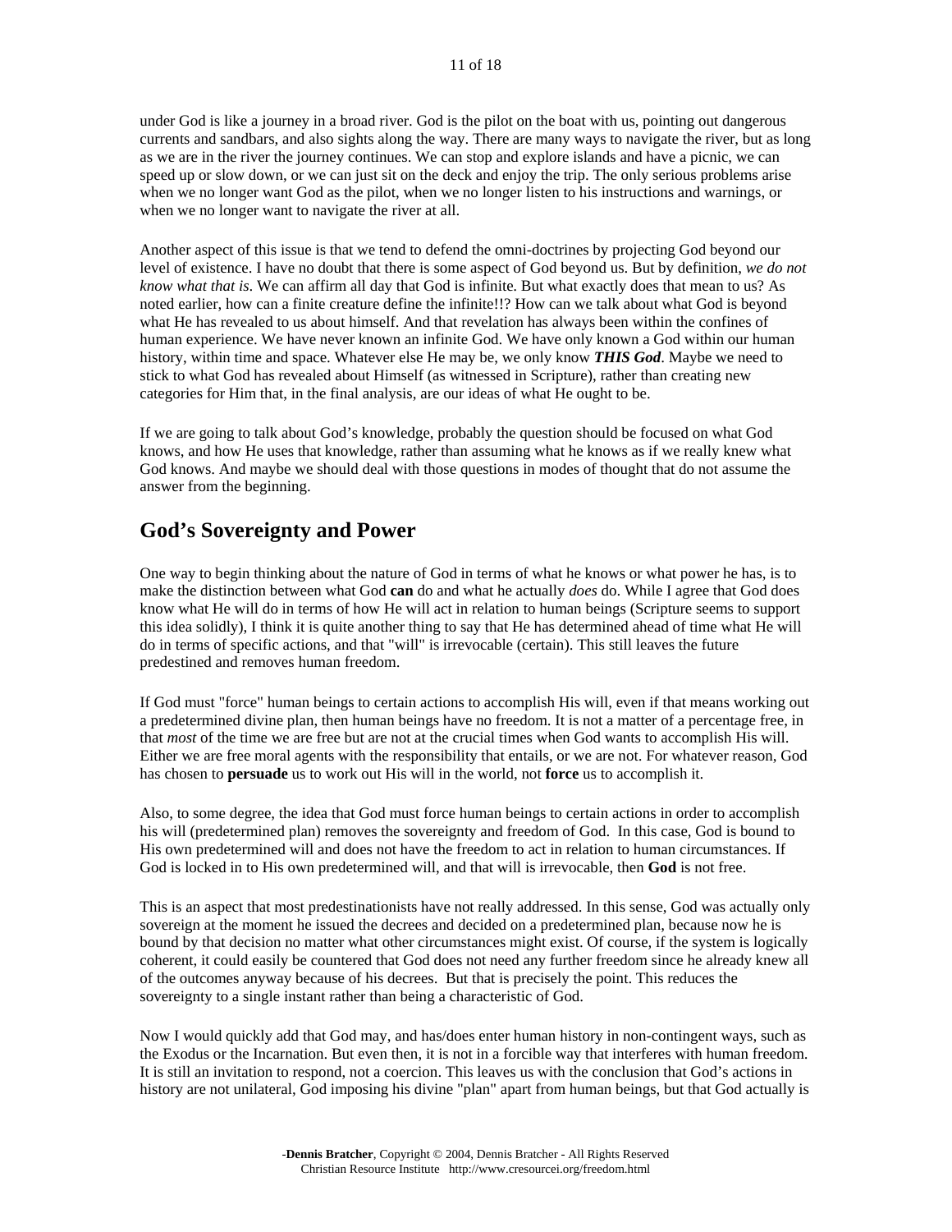under God is like a journey in a broad river. God is the pilot on the boat with us, pointing out dangerous currents and sandbars, and also sights along the way. There are many ways to navigate the river, but as long as we are in the river the journey continues. We can stop and explore islands and have a picnic, we can speed up or slow down, or we can just sit on the deck and enjoy the trip. The only serious problems arise when we no longer want God as the pilot, when we no longer listen to his instructions and warnings, or when we no longer want to navigate the river at all.

Another aspect of this issue is that we tend to defend the omni-doctrines by projecting God beyond our level of existence. I have no doubt that there is some aspect of God beyond us. But by definition, *we do not know what that is*. We can affirm all day that God is infinite. But what exactly does that mean to us? As noted earlier, how can a finite creature define the infinite!!? How can we talk about what God is beyond what He has revealed to us about himself. And that revelation has always been within the confines of human experience. We have never known an infinite God. We have only known a God within our human history, within time and space. Whatever else He may be, we only know ***THIS God***. Maybe we need to stick to what God has revealed about Himself (as witnessed in Scripture), rather than creating new categories for Him that, in the final analysis, are our ideas of what He ought to be.

If we are going to talk about God's knowledge, probably the question should be focused on what God knows, and how He uses that knowledge, rather than assuming what he knows as if we really knew what God knows. And maybe we should deal with those questions in modes of thought that do not assume the answer from the beginning.

## God's Sovereignty and Power

One way to begin thinking about the nature of God in terms of what he knows or what power he has, is to make the distinction between what God **can** do and what he actually *does* do. While I agree that God does know what He will do in terms of how He will act in relation to human beings (Scripture seems to support this idea solidly), I think it is quite another thing to say that He has determined ahead of time what He will do in terms of specific actions, and that "will" is irrevocable (certain). This still leaves the future predestined and removes human freedom.

If God must "force" human beings to certain actions to accomplish His will, even if that means working out a predetermined divine plan, then human beings have no freedom. It is not a matter of a percentage free, in that *most* of the time we are free but are not at the crucial times when God wants to accomplish His will. Either we are free moral agents with the responsibility that entails, or we are not. For whatever reason, God has chosen to **persuade** us to work out His will in the world, not **force** us to accomplish it.

Also, to some degree, the idea that God must force human beings to certain actions in order to accomplish his will (predetermined plan) removes the sovereignty and freedom of God. In this case, God is bound to His own predetermined will and does not have the freedom to act in relation to human circumstances. If God is locked in to His own predetermined will, and that will is irrevocable, then **God** is not free.

This is an aspect that most predestinationists have not really addressed. In this sense, God was actually only sovereign at the moment he issued the decrees and decided on a predetermined plan, because now he is bound by that decision no matter what other circumstances might exist. Of course, if the system is logically coherent, it could easily be countered that God does not need any further freedom since he already knew all of the outcomes anyway because of his decrees. But that is precisely the point. This reduces the sovereignty to a single instant rather than being a characteristic of God.

Now I would quickly add that God may, and has/does enter human history in non-contingent ways, such as the Exodus or the Incarnation. But even then, it is not in a forcible way that interferes with human freedom. It is still an invitation to respond, not a coercion. This leaves us with the conclusion that God's actions in history are not unilateral, God imposing his divine "plan" apart from human beings, but that God actually is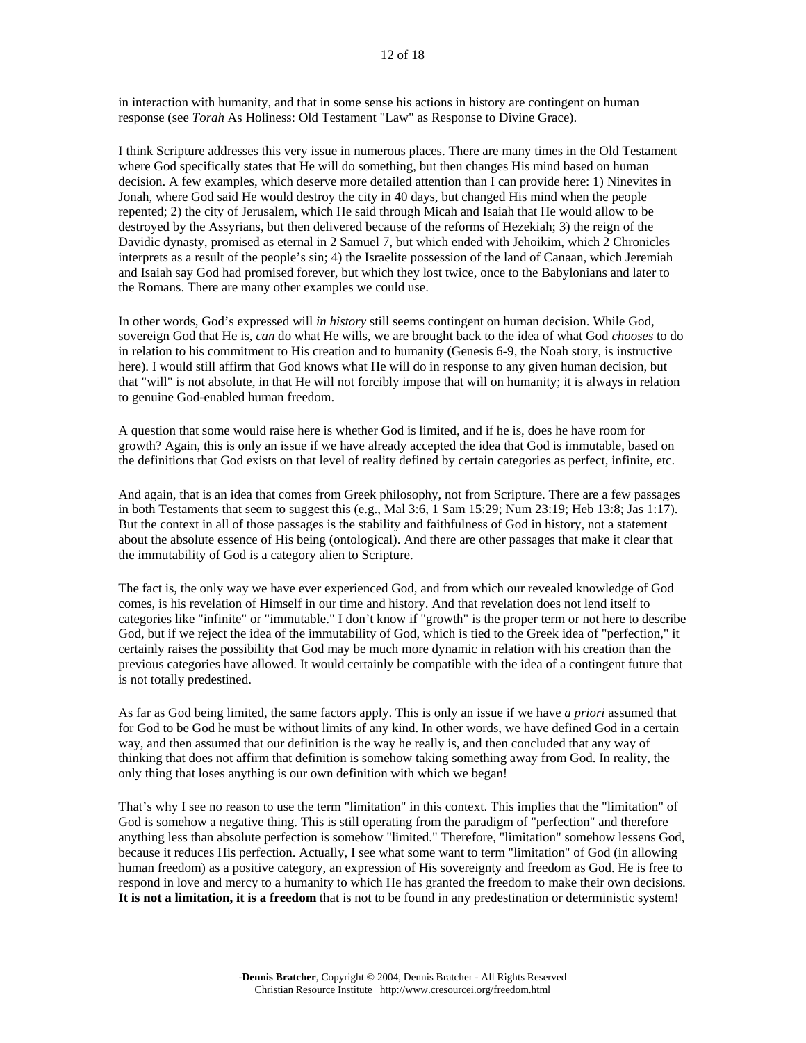in interaction with humanity, and that in some sense his actions in history are contingent on human response (see *Torah* As Holiness: Old Testament "Law" as Response to Divine Grace).

I think Scripture addresses this very issue in numerous places. There are many times in the Old Testament where God specifically states that He will do something, but then changes His mind based on human decision. A few examples, which deserve more detailed attention than I can provide here: 1) Ninevites in Jonah, where God said He would destroy the city in 40 days, but changed His mind when the people repented; 2) the city of Jerusalem, which He said through Micah and Isaiah that He would allow to be destroyed by the Assyrians, but then delivered because of the reforms of Hezekiah; 3) the reign of the Davidic dynasty, promised as eternal in 2 Samuel 7, but which ended with Jehoikim, which 2 Chronicles interprets as a result of the people's sin; 4) the Israelite possession of the land of Canaan, which Jeremiah and Isaiah say God had promised forever, but which they lost twice, once to the Babylonians and later to the Romans. There are many other examples we could use.

In other words, God's expressed will *in history* still seems contingent on human decision. While God, sovereign God that He is, *can* do what He wills, we are brought back to the idea of what God *chooses* to do in relation to his commitment to His creation and to humanity (Genesis 6-9, the Noah story, is instructive here). I would still affirm that God knows what He will do in response to any given human decision, but that "will" is not absolute, in that He will not forcibly impose that will on humanity; it is always in relation to genuine God-enabled human freedom.

A question that some would raise here is whether God is limited, and if he is, does he have room for growth? Again, this is only an issue if we have already accepted the idea that God is immutable, based on the definitions that God exists on that level of reality defined by certain categories as perfect, infinite, etc.

And again, that is an idea that comes from Greek philosophy, not from Scripture. There are a few passages in both Testaments that seem to suggest this (e.g., Mal 3:6, 1 Sam 15:29; Num 23:19; Heb 13:8; Jas 1:17). But the context in all of those passages is the stability and faithfulness of God in history, not a statement about the absolute essence of His being (ontological). And there are other passages that make it clear that the immutability of God is a category alien to Scripture.

The fact is, the only way we have ever experienced God, and from which our revealed knowledge of God comes, is his revelation of Himself in our time and history. And that revelation does not lend itself to categories like "infinite" or "immutable." I don't know if "growth" is the proper term or not here to describe God, but if we reject the idea of the immutability of God, which is tied to the Greek idea of "perfection," it certainly raises the possibility that God may be much more dynamic in relation with his creation than the previous categories have allowed. It would certainly be compatible with the idea of a contingent future that is not totally predestined.

As far as God being limited, the same factors apply. This is only an issue if we have *a priori* assumed that for God to be God he must be without limits of any kind. In other words, we have defined God in a certain way, and then assumed that our definition is the way he really is, and then concluded that any way of thinking that does not affirm that definition is somehow taking something away from God. In reality, the only thing that loses anything is our own definition with which we began!

That's why I see no reason to use the term "limitation" in this context. This implies that the "limitation" of God is somehow a negative thing. This is still operating from the paradigm of "perfection" and therefore anything less than absolute perfection is somehow "limited." Therefore, "limitation" somehow lessens God, because it reduces His perfection. Actually, I see what some want to term "limitation" of God (in allowing human freedom) as a positive category, an expression of His sovereignty and freedom as God. He is free to respond in love and mercy to a humanity to which He has granted the freedom to make their own decisions. **It is not a limitation, it is a freedom** that is not to be found in any predestination or deterministic system!

-**Dennis Bratcher**, Copyright © 2004, Dennis Bratcher - All Rights Reserved
Christian Resource Institute http://www.cresourcei.org/freedom.html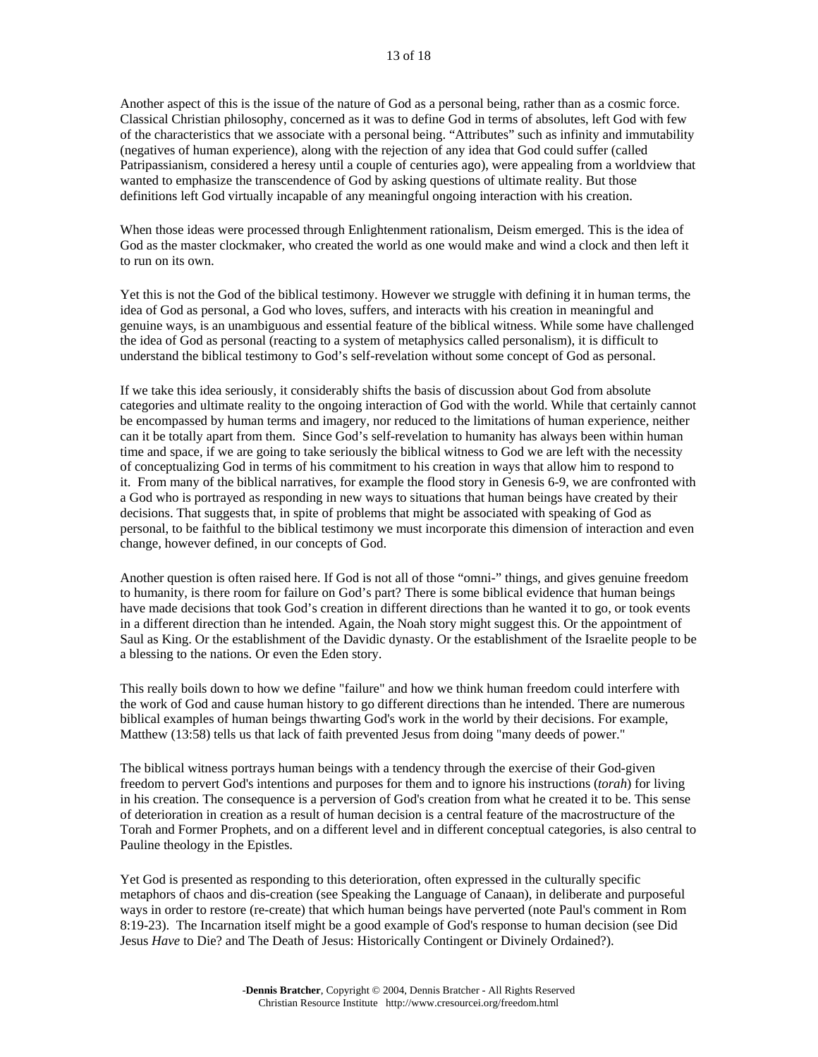Another aspect of this is the issue of the nature of God as a personal being, rather than as a cosmic force. Classical Christian philosophy, concerned as it was to define God in terms of absolutes, left God with few of the characteristics that we associate with a personal being. "Attributes" such as infinity and immutability (negatives of human experience), along with the rejection of any idea that God could suffer (called Patripassianism, considered a heresy until a couple of centuries ago), were appealing from a worldview that wanted to emphasize the transcendence of God by asking questions of ultimate reality. But those definitions left God virtually incapable of any meaningful ongoing interaction with his creation.

When those ideas were processed through Enlightenment rationalism, Deism emerged. This is the idea of God as the master clockmaker, who created the world as one would make and wind a clock and then left it to run on its own.

Yet this is not the God of the biblical testimony. However we struggle with defining it in human terms, the idea of God as personal, a God who loves, suffers, and interacts with his creation in meaningful and genuine ways, is an unambiguous and essential feature of the biblical witness. While some have challenged the idea of God as personal (reacting to a system of metaphysics called personalism), it is difficult to understand the biblical testimony to God's self-revelation without some concept of God as personal.

If we take this idea seriously, it considerably shifts the basis of discussion about God from absolute categories and ultimate reality to the ongoing interaction of God with the world. While that certainly cannot be encompassed by human terms and imagery, nor reduced to the limitations of human experience, neither can it be totally apart from them. Since God's self-revelation to humanity has always been within human time and space, if we are going to take seriously the biblical witness to God we are left with the necessity of conceptualizing God in terms of his commitment to his creation in ways that allow him to respond to it. From many of the biblical narratives, for example the flood story in Genesis 6-9, we are confronted with a God who is portrayed as responding in new ways to situations that human beings have created by their decisions. That suggests that, in spite of problems that might be associated with speaking of God as personal, to be faithful to the biblical testimony we must incorporate this dimension of interaction and even change, however defined, in our concepts of God.

Another question is often raised here. If God is not all of those "omni-" things, and gives genuine freedom to humanity, is there room for failure on God's part? There is some biblical evidence that human beings have made decisions that took God's creation in different directions than he wanted it to go, or took events in a different direction than he intended. Again, the Noah story might suggest this. Or the appointment of Saul as King. Or the establishment of the Davidic dynasty. Or the establishment of the Israelite people to be a blessing to the nations. Or even the Eden story.

This really boils down to how we define "failure" and how we think human freedom could interfere with the work of God and cause human history to go different directions than he intended. There are numerous biblical examples of human beings thwarting God's work in the world by their decisions. For example, Matthew (13:58) tells us that lack of faith prevented Jesus from doing "many deeds of power."

The biblical witness portrays human beings with a tendency through the exercise of their God-given freedom to pervert God's intentions and purposes for them and to ignore his instructions (*torah*) for living in his creation. The consequence is a perversion of God's creation from what he created it to be. This sense of deterioration in creation as a result of human decision is a central feature of the macrostructure of the Torah and Former Prophets, and on a different level and in different conceptual categories, is also central to Pauline theology in the Epistles.

Yet God is presented as responding to this deterioration, often expressed in the culturally specific metaphors of chaos and dis-creation (see Speaking the Language of Canaan), in deliberate and purposeful ways in order to restore (re-create) that which human beings have perverted (note Paul's comment in Rom 8:19-23). The Incarnation itself might be a good example of God's response to human decision (see Did Jesus *Have* to Die? and The Death of Jesus: Historically Contingent or Divinely Ordained?).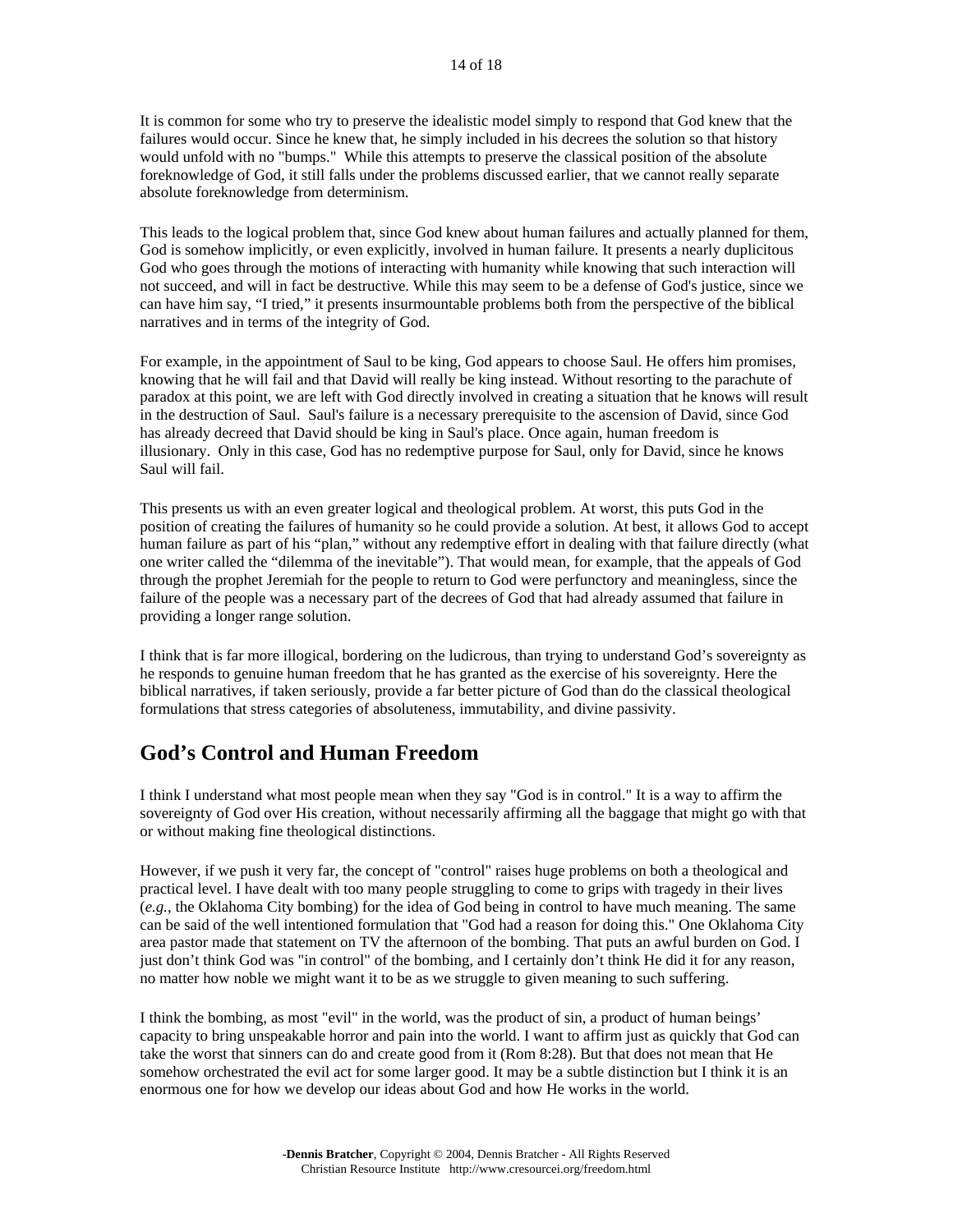It is common for some who try to preserve the idealistic model simply to respond that God knew that the failures would occur. Since he knew that, he simply included in his decrees the solution so that history would unfold with no "bumps." While this attempts to preserve the classical position of the absolute foreknowledge of God, it still falls under the problems discussed earlier, that we cannot really separate absolute foreknowledge from determinism.

This leads to the logical problem that, since God knew about human failures and actually planned for them, God is somehow implicitly, or even explicitly, involved in human failure. It presents a nearly duplicitous God who goes through the motions of interacting with humanity while knowing that such interaction will not succeed, and will in fact be destructive. While this may seem to be a defense of God's justice, since we can have him say, "I tried," it presents insurmountable problems both from the perspective of the biblical narratives and in terms of the integrity of God.

For example, in the appointment of Saul to be king, God appears to choose Saul. He offers him promises, knowing that he will fail and that David will really be king instead. Without resorting to the parachute of paradox at this point, we are left with God directly involved in creating a situation that he knows will result in the destruction of Saul. Saul's failure is a necessary prerequisite to the ascension of David, since God has already decreed that David should be king in Saul's place. Once again, human freedom is illusionary. Only in this case, God has no redemptive purpose for Saul, only for David, since he knows Saul will fail.

This presents us with an even greater logical and theological problem. At worst, this puts God in the position of creating the failures of humanity so he could provide a solution. At best, it allows God to accept human failure as part of his "plan," without any redemptive effort in dealing with that failure directly (what one writer called the "dilemma of the inevitable"). That would mean, for example, that the appeals of God through the prophet Jeremiah for the people to return to God were perfunctory and meaningless, since the failure of the people was a necessary part of the decrees of God that had already assumed that failure in providing a longer range solution.

I think that is far more illogical, bordering on the ludicrous, than trying to understand God's sovereignty as he responds to genuine human freedom that he has granted as the exercise of his sovereignty. Here the biblical narratives, if taken seriously, provide a far better picture of God than do the classical theological formulations that stress categories of absoluteness, immutability, and divine passivity.

## God's Control and Human Freedom

I think I understand what most people mean when they say "God is in control." It is a way to affirm the sovereignty of God over His creation, without necessarily affirming all the baggage that might go with that or without making fine theological distinctions.

However, if we push it very far, the concept of "control" raises huge problems on both a theological and practical level. I have dealt with too many people struggling to come to grips with tragedy in their lives (*e.g.*, the Oklahoma City bombing) for the idea of God being in control to have much meaning. The same can be said of the well intentioned formulation that "God had a reason for doing this." One Oklahoma City area pastor made that statement on TV the afternoon of the bombing. That puts an awful burden on God. I just don't think God was "in control" of the bombing, and I certainly don't think He did it for any reason, no matter how noble we might want it to be as we struggle to given meaning to such suffering.

I think the bombing, as most "evil" in the world, was the product of sin, a product of human beings' capacity to bring unspeakable horror and pain into the world. I want to affirm just as quickly that God can take the worst that sinners can do and create good from it (Rom 8:28). But that does not mean that He somehow orchestrated the evil act for some larger good. It may be a subtle distinction but I think it is an enormous one for how we develop our ideas about God and how He works in the world.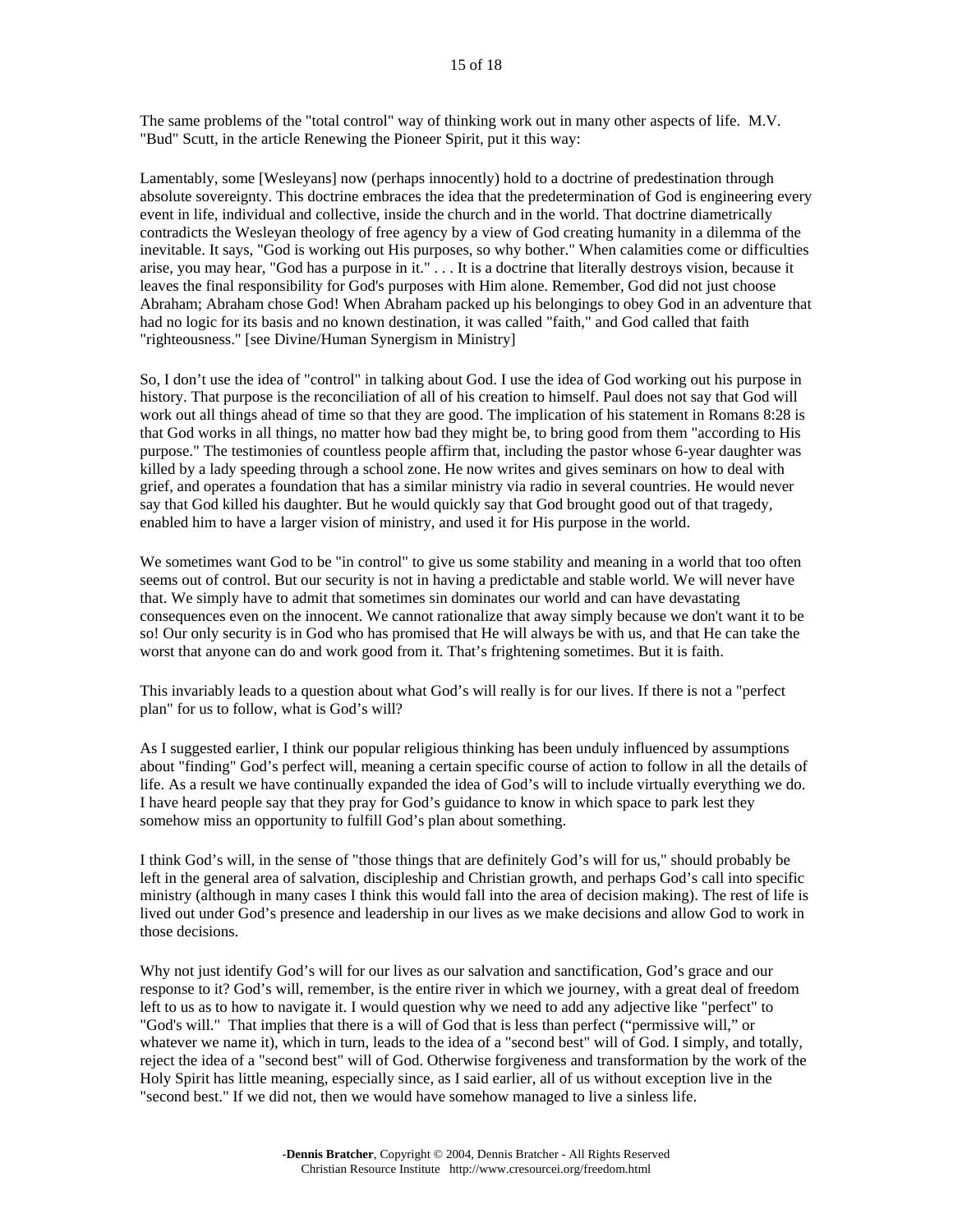The same problems of the "total control" way of thinking work out in many other aspects of life. M.V. "Bud" Scutt, in the article Renewing the Pioneer Spirit, put it this way:

Lamentably, some [Wesleyans] now (perhaps innocently) hold to a doctrine of predestination through absolute sovereignty. This doctrine embraces the idea that the predetermination of God is engineering every event in life, individual and collective, inside the church and in the world. That doctrine diametrically contradicts the Wesleyan theology of free agency by a view of God creating humanity in a dilemma of the inevitable. It says, "God is working out His purposes, so why bother." When calamities come or difficulties arise, you may hear, "God has a purpose in it." . . . It is a doctrine that literally destroys vision, because it leaves the final responsibility for God's purposes with Him alone. Remember, God did not just choose Abraham; Abraham chose God! When Abraham packed up his belongings to obey God in an adventure that had no logic for its basis and no known destination, it was called "faith," and God called that faith "righteousness." [see Divine/Human Synergism in Ministry]

So, I don't use the idea of "control" in talking about God. I use the idea of God working out his purpose in history. That purpose is the reconciliation of all of his creation to himself. Paul does not say that God will work out all things ahead of time so that they are good. The implication of his statement in Romans 8:28 is that God works in all things, no matter how bad they might be, to bring good from them "according to His purpose." The testimonies of countless people affirm that, including the pastor whose 6-year daughter was killed by a lady speeding through a school zone. He now writes and gives seminars on how to deal with grief, and operates a foundation that has a similar ministry via radio in several countries. He would never say that God killed his daughter. But he would quickly say that God brought good out of that tragedy, enabled him to have a larger vision of ministry, and used it for His purpose in the world.

We sometimes want God to be "in control" to give us some stability and meaning in a world that too often seems out of control. But our security is not in having a predictable and stable world. We will never have that. We simply have to admit that sometimes sin dominates our world and can have devastating consequences even on the innocent. We cannot rationalize that away simply because we don't want it to be so! Our only security is in God who has promised that He will always be with us, and that He can take the worst that anyone can do and work good from it. That's frightening sometimes. But it is faith.

This invariably leads to a question about what God's will really is for our lives. If there is not a "perfect plan" for us to follow, what is God's will?

As I suggested earlier, I think our popular religious thinking has been unduly influenced by assumptions about "finding" God's perfect will, meaning a certain specific course of action to follow in all the details of life. As a result we have continually expanded the idea of God's will to include virtually everything we do. I have heard people say that they pray for God's guidance to know in which space to park lest they somehow miss an opportunity to fulfill God's plan about something.

I think God's will, in the sense of "those things that are definitely God's will for us," should probably be left in the general area of salvation, discipleship and Christian growth, and perhaps God's call into specific ministry (although in many cases I think this would fall into the area of decision making). The rest of life is lived out under God's presence and leadership in our lives as we make decisions and allow God to work in those decisions.

Why not just identify God's will for our lives as our salvation and sanctification, God's grace and our response to it? God's will, remember, is the entire river in which we journey, with a great deal of freedom left to us as to how to navigate it. I would question why we need to add any adjective like "perfect" to "God's will." That implies that there is a will of God that is less than perfect ("permissive will," or whatever we name it), which in turn, leads to the idea of a "second best" will of God. I simply, and totally, reject the idea of a "second best" will of God. Otherwise forgiveness and transformation by the work of the Holy Spirit has little meaning, especially since, as I said earlier, all of us without exception live in the "second best." If we did not, then we would have somehow managed to live a sinless life.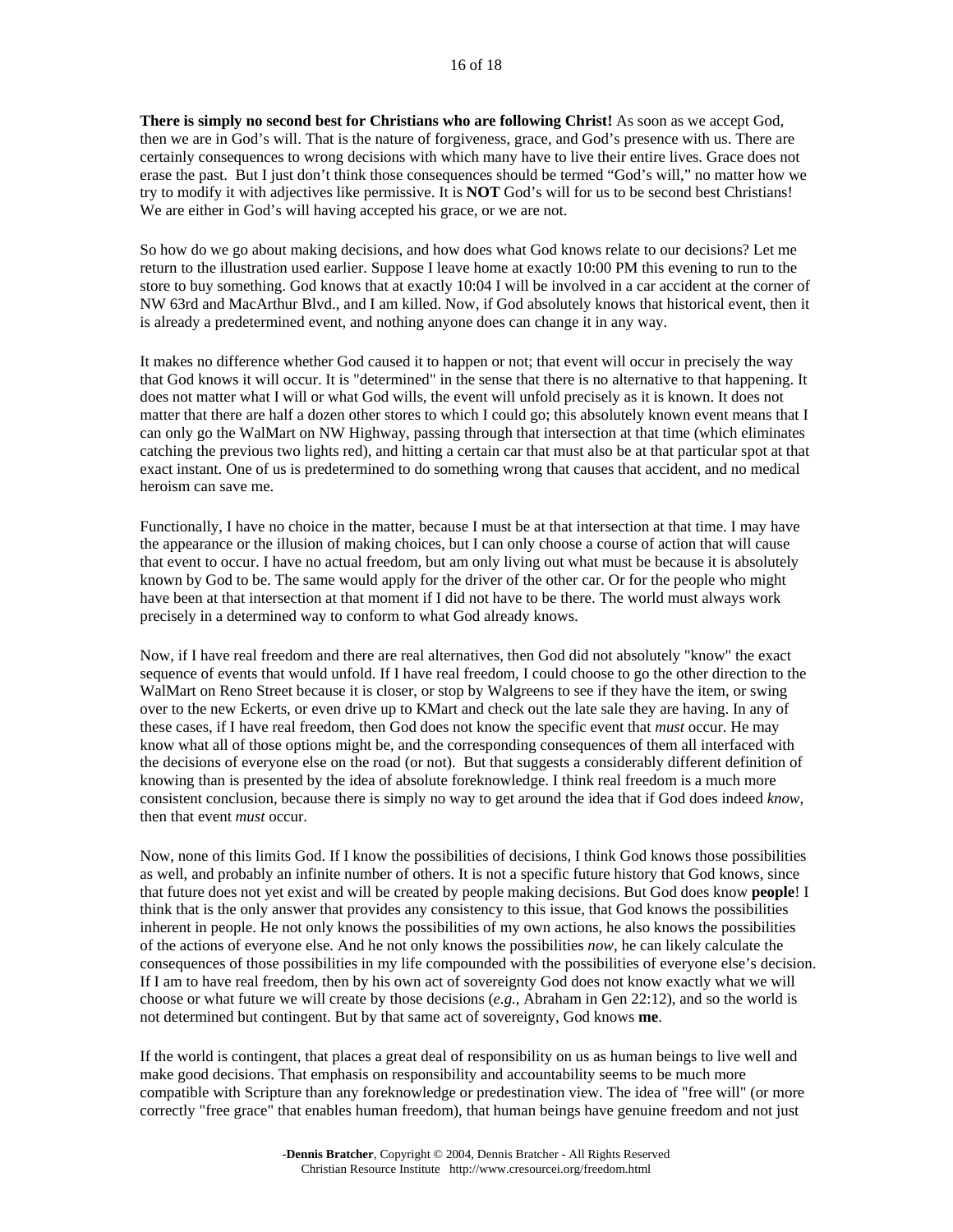**There is simply no second best for Christians who are following Christ!** As soon as we accept God, then we are in God's will. That is the nature of forgiveness, grace, and God's presence with us. There are certainly consequences to wrong decisions with which many have to live their entire lives. Grace does not erase the past. But I just don't think those consequences should be termed "God's will," no matter how we try to modify it with adjectives like permissive. It is **NOT** God's will for us to be second best Christians! We are either in God's will having accepted his grace, or we are not.

So how do we go about making decisions, and how does what God knows relate to our decisions? Let me return to the illustration used earlier. Suppose I leave home at exactly 10:00 PM this evening to run to the store to buy something. God knows that at exactly 10:04 I will be involved in a car accident at the corner of NW 63rd and MacArthur Blvd., and I am killed. Now, if God absolutely knows that historical event, then it is already a predetermined event, and nothing anyone does can change it in any way.

It makes no difference whether God caused it to happen or not; that event will occur in precisely the way that God knows it will occur. It is "determined" in the sense that there is no alternative to that happening. It does not matter what I will or what God wills, the event will unfold precisely as it is known. It does not matter that there are half a dozen other stores to which I could go; this absolutely known event means that I can only go the WalMart on NW Highway, passing through that intersection at that time (which eliminates catching the previous two lights red), and hitting a certain car that must also be at that particular spot at that exact instant. One of us is predetermined to do something wrong that causes that accident, and no medical heroism can save me.

Functionally, I have no choice in the matter, because I must be at that intersection at that time. I may have the appearance or the illusion of making choices, but I can only choose a course of action that will cause that event to occur. I have no actual freedom, but am only living out what must be because it is absolutely known by God to be. The same would apply for the driver of the other car. Or for the people who might have been at that intersection at that moment if I did not have to be there. The world must always work precisely in a determined way to conform to what God already knows.

Now, if I have real freedom and there are real alternatives, then God did not absolutely "know" the exact sequence of events that would unfold. If I have real freedom, I could choose to go the other direction to the WalMart on Reno Street because it is closer, or stop by Walgreens to see if they have the item, or swing over to the new Eckerts, or even drive up to KMart and check out the late sale they are having. In any of these cases, if I have real freedom, then God does not know the specific event that *must* occur. He may know what all of those options might be, and the corresponding consequences of them all interfaced with the decisions of everyone else on the road (or not). But that suggests a considerably different definition of knowing than is presented by the idea of absolute foreknowledge. I think real freedom is a much more consistent conclusion, because there is simply no way to get around the idea that if God does indeed *know*, then that event *must* occur.

Now, none of this limits God. If I know the possibilities of decisions, I think God knows those possibilities as well, and probably an infinite number of others. It is not a specific future history that God knows, since that future does not yet exist and will be created by people making decisions. But God does know **people**! I think that is the only answer that provides any consistency to this issue, that God knows the possibilities inherent in people. He not only knows the possibilities of my own actions, he also knows the possibilities of the actions of everyone else. And he not only knows the possibilities *now*, he can likely calculate the consequences of those possibilities in my life compounded with the possibilities of everyone else's decision. If I am to have real freedom, then by his own act of sovereignty God does not know exactly what we will choose or what future we will create by those decisions (*e.g.*, Abraham in Gen 22:12), and so the world is not determined but contingent. But by that same act of sovereignty, God knows **me**.

If the world is contingent, that places a great deal of responsibility on us as human beings to live well and make good decisions. That emphasis on responsibility and accountability seems to be much more compatible with Scripture than any foreknowledge or predestination view. The idea of "free will" (or more correctly "free grace" that enables human freedom), that human beings have genuine freedom and not just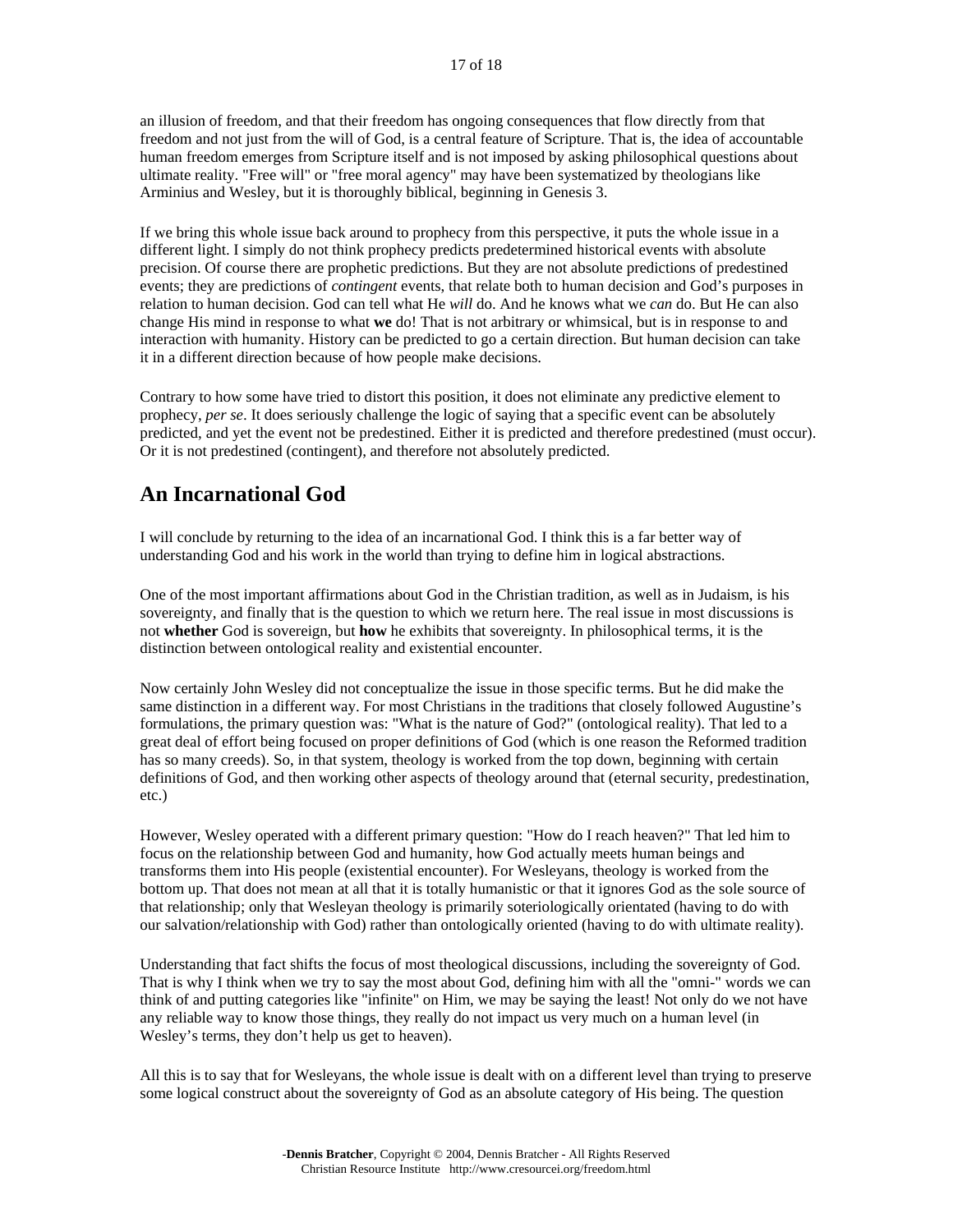an illusion of freedom, and that their freedom has ongoing consequences that flow directly from that freedom and not just from the will of God, is a central feature of Scripture. That is, the idea of accountable human freedom emerges from Scripture itself and is not imposed by asking philosophical questions about ultimate reality. "Free will" or "free moral agency" may have been systematized by theologians like Arminius and Wesley, but it is thoroughly biblical, beginning in Genesis 3.

If we bring this whole issue back around to prophecy from this perspective, it puts the whole issue in a different light. I simply do not think prophecy predicts predetermined historical events with absolute precision. Of course there are prophetic predictions. But they are not absolute predictions of predestined events; they are predictions of *contingent* events, that relate both to human decision and God's purposes in relation to human decision. God can tell what He *will* do. And he knows what we *can* do. But He can also change His mind in response to what **we** do! That is not arbitrary or whimsical, but is in response to and interaction with humanity. History can be predicted to go a certain direction. But human decision can take it in a different direction because of how people make decisions.

Contrary to how some have tried to distort this position, it does not eliminate any predictive element to prophecy, *per se*. It does seriously challenge the logic of saying that a specific event can be absolutely predicted, and yet the event not be predestined. Either it is predicted and therefore predestined (must occur). Or it is not predestined (contingent), and therefore not absolutely predicted.

## An Incarnational God

I will conclude by returning to the idea of an incarnational God. I think this is a far better way of understanding God and his work in the world than trying to define him in logical abstractions.

One of the most important affirmations about God in the Christian tradition, as well as in Judaism, is his sovereignty, and finally that is the question to which we return here. The real issue in most discussions is not **whether** God is sovereign, but **how** he exhibits that sovereignty. In philosophical terms, it is the distinction between ontological reality and existential encounter.

Now certainly John Wesley did not conceptualize the issue in those specific terms. But he did make the same distinction in a different way. For most Christians in the traditions that closely followed Augustine's formulations, the primary question was: "What is the nature of God?" (ontological reality). That led to a great deal of effort being focused on proper definitions of God (which is one reason the Reformed tradition has so many creeds). So, in that system, theology is worked from the top down, beginning with certain definitions of God, and then working other aspects of theology around that (eternal security, predestination, etc.)

However, Wesley operated with a different primary question: "How do I reach heaven?" That led him to focus on the relationship between God and humanity, how God actually meets human beings and transforms them into His people (existential encounter). For Wesleyans, theology is worked from the bottom up. That does not mean at all that it is totally humanistic or that it ignores God as the sole source of that relationship; only that Wesleyan theology is primarily soteriologically orientated (having to do with our salvation/relationship with God) rather than ontologically oriented (having to do with ultimate reality).

Understanding that fact shifts the focus of most theological discussions, including the sovereignty of God. That is why I think when we try to say the most about God, defining him with all the "omni-" words we can think of and putting categories like "infinite" on Him, we may be saying the least! Not only do we not have any reliable way to know those things, they really do not impact us very much on a human level (in Wesley's terms, they don't help us get to heaven).

All this is to say that for Wesleyans, the whole issue is dealt with on a different level than trying to preserve some logical construct about the sovereignty of God as an absolute category of His being. The question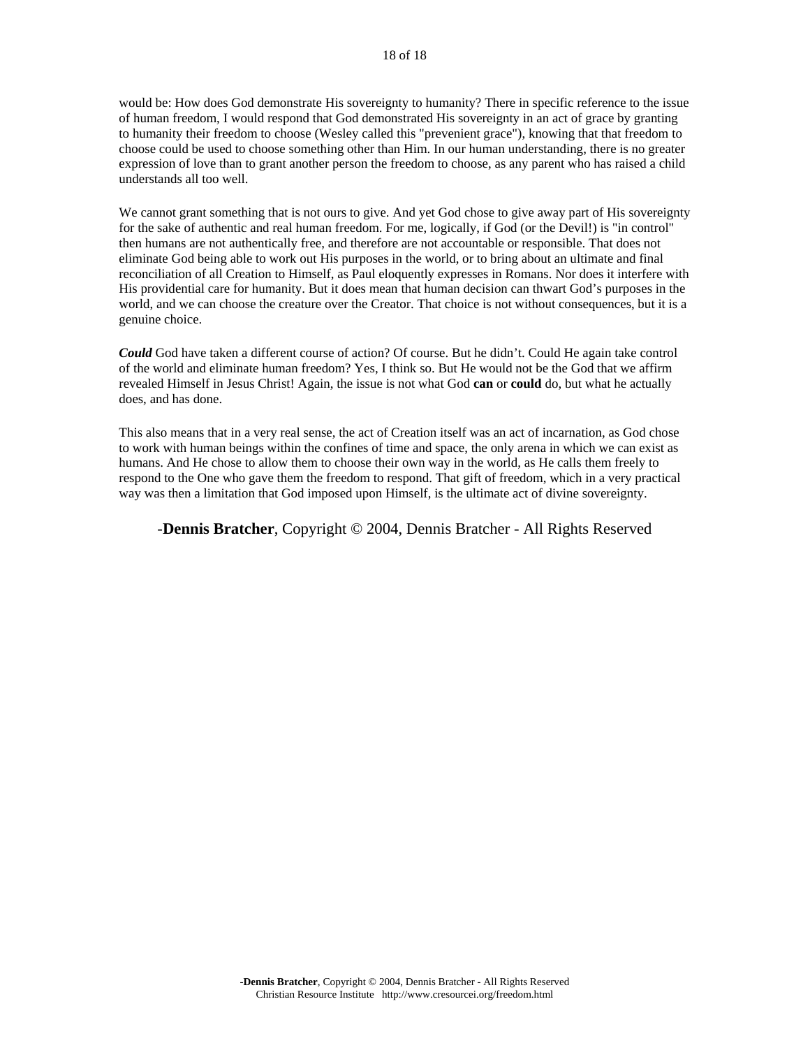would be: How does God demonstrate His sovereignty to humanity? There in specific reference to the issue of human freedom, I would respond that God demonstrated His sovereignty in an act of grace by granting to humanity their freedom to choose (Wesley called this "prevenient grace"), knowing that that freedom to choose could be used to choose something other than Him. In our human understanding, there is no greater expression of love than to grant another person the freedom to choose, as any parent who has raised a child understands all too well.

We cannot grant something that is not ours to give. And yet God chose to give away part of His sovereignty for the sake of authentic and real human freedom. For me, logically, if God (or the Devil!) is "in control" then humans are not authentically free, and therefore are not accountable or responsible. That does not eliminate God being able to work out His purposes in the world, or to bring about an ultimate and final reconciliation of all Creation to Himself, as Paul eloquently expresses in Romans. Nor does it interfere with His providential care for humanity. But it does mean that human decision can thwart God's purposes in the world, and we can choose the creature over the Creator. That choice is not without consequences, but it is a genuine choice.

***Could*** God have taken a different course of action? Of course. But he didn't. Could He again take control of the world and eliminate human freedom? Yes, I think so. But He would not be the God that we affirm revealed Himself in Jesus Christ! Again, the issue is not what God **can** or **could** do, but what he actually does, and has done.

This also means that in a very real sense, the act of Creation itself was an act of incarnation, as God chose to work with human beings within the confines of time and space, the only arena in which we can exist as humans. And He chose to allow them to choose their own way in the world, as He calls them freely to respond to the One who gave them the freedom to respond. That gift of freedom, which in a very practical way was then a limitation that God imposed upon Himself, is the ultimate act of divine sovereignty.

-**Dennis Bratcher**, Copyright © 2004, Dennis Bratcher - All Rights Reserved